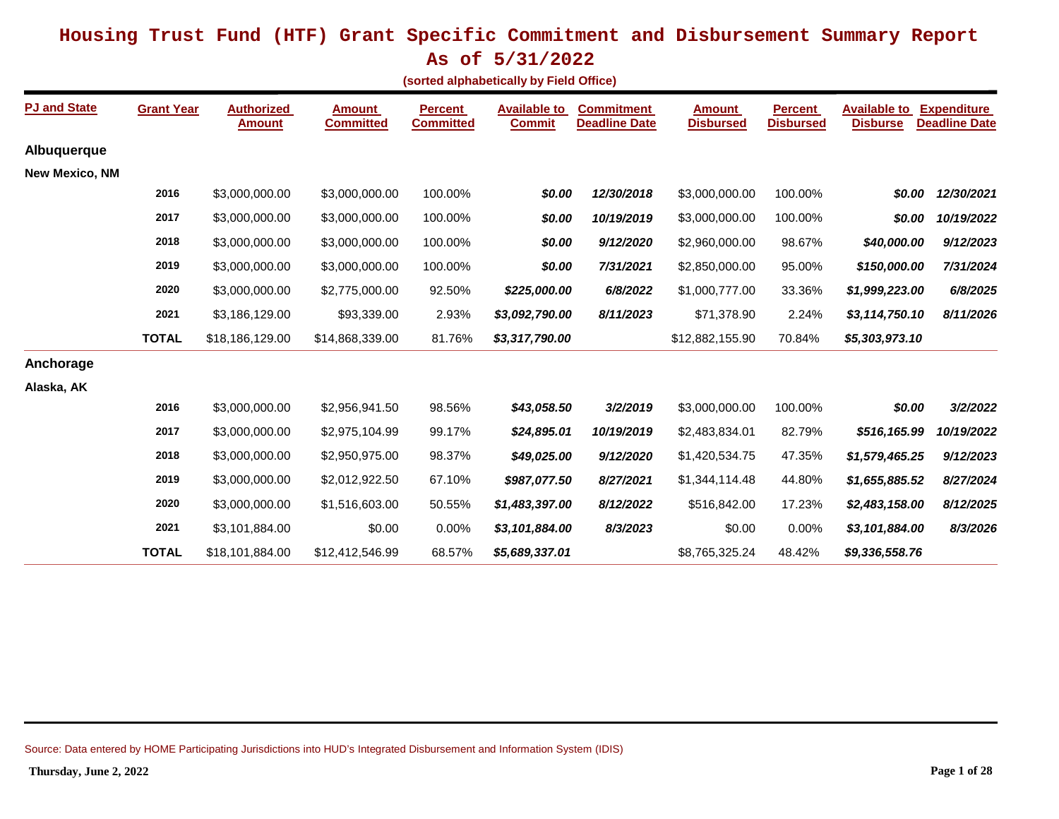# Housing Trust Fund (HTF) Grant Specific Commitment and Disbursement Summary Report

## As of 5/31/2022

**(sorted alphabetically by Field Office)**

| PJ and State | Grant Year | Authorized Amount | Amount Committed | Percent Committed | Available to Commit | Commitment Deadline Date | Amount Disbursed | Percent Disbursed | Available to Disburse | Expenditure Deadline Date |
|---|---|---|---|---|---|---|---|---|---|---|
| **Albuquerque** | | | | | | | | | | |
| **New Mexico, NM** | | | | | | | | | | |
| | **2016** | $3,000,000.00 | $3,000,000.00 | 100.00% | ***$0.00*** | ***12/30/2018*** | $3,000,000.00 | 100.00% | ***$0.00*** | ***12/30/2021*** |
| | **2017** | $3,000,000.00 | $3,000,000.00 | 100.00% | ***$0.00*** | ***10/19/2019*** | $3,000,000.00 | 100.00% | ***$0.00*** | ***10/19/2022*** |
| | **2018** | $3,000,000.00 | $3,000,000.00 | 100.00% | ***$0.00*** | ***9/12/2020*** | $2,960,000.00 | 98.67% | ***$40,000.00*** | ***9/12/2023*** |
| | **2019** | $3,000,000.00 | $3,000,000.00 | 100.00% | ***$0.00*** | ***7/31/2021*** | $2,850,000.00 | 95.00% | ***$150,000.00*** | ***7/31/2024*** |
| | **2020** | $3,000,000.00 | $2,775,000.00 | 92.50% | ***$225,000.00*** | ***6/8/2022*** | $1,000,777.00 | 33.36% | ***$1,999,223.00*** | ***6/8/2025*** |
| | **2021** | $3,186,129.00 | $93,339.00 | 2.93% | ***$3,092,790.00*** | ***8/11/2023*** | $71,378.90 | 2.24% | ***$3,114,750.10*** | ***8/11/2026*** |
| | **TOTAL** | $18,186,129.00 | $14,868,339.00 | 81.76% | ***$3,317,790.00*** | | $12,882,155.90 | 70.84% | ***$5,303,973.10*** | |
| **Anchorage** | | | | | | | | | | |
| **Alaska, AK** | | | | | | | | | | |
| | **2016** | $3,000,000.00 | $2,956,941.50 | 98.56% | ***$43,058.50*** | ***3/2/2019*** | $3,000,000.00 | 100.00% | ***$0.00*** | ***3/2/2022*** |
| | **2017** | $3,000,000.00 | $2,975,104.99 | 99.17% | ***$24,895.01*** | ***10/19/2019*** | $2,483,834.01 | 82.79% | ***$516,165.99*** | ***10/19/2022*** |
| | **2018** | $3,000,000.00 | $2,950,975.00 | 98.37% | ***$49,025.00*** | ***9/12/2020*** | $1,420,534.75 | 47.35% | ***$1,579,465.25*** | ***9/12/2023*** |
| | **2019** | $3,000,000.00 | $2,012,922.50 | 67.10% | ***$987,077.50*** | ***8/27/2021*** | $1,344,114.48 | 44.80% | ***$1,655,885.52*** | ***8/27/2024*** |
| | **2020** | $3,000,000.00 | $1,516,603.00 | 50.55% | ***$1,483,397.00*** | ***8/12/2022*** | $516,842.00 | 17.23% | ***$2,483,158.00*** | ***8/12/2025*** |
| | **2021** | $3,101,884.00 | $0.00 | 0.00% | ***$3,101,884.00*** | ***8/3/2023*** | $0.00 | 0.00% | ***$3,101,884.00*** | ***8/3/2026*** |
| | **TOTAL** | $18,101,884.00 | $12,412,546.99 | 68.57% | ***$5,689,337.01*** | | $8,765,325.24 | 48.42% | ***$9,336,558.76*** | |

Source: Data entered by HOME Participating Jurisdictions into HUD's Integrated Disbursement and Information System (IDIS)

**Thursday, June 2, 2022**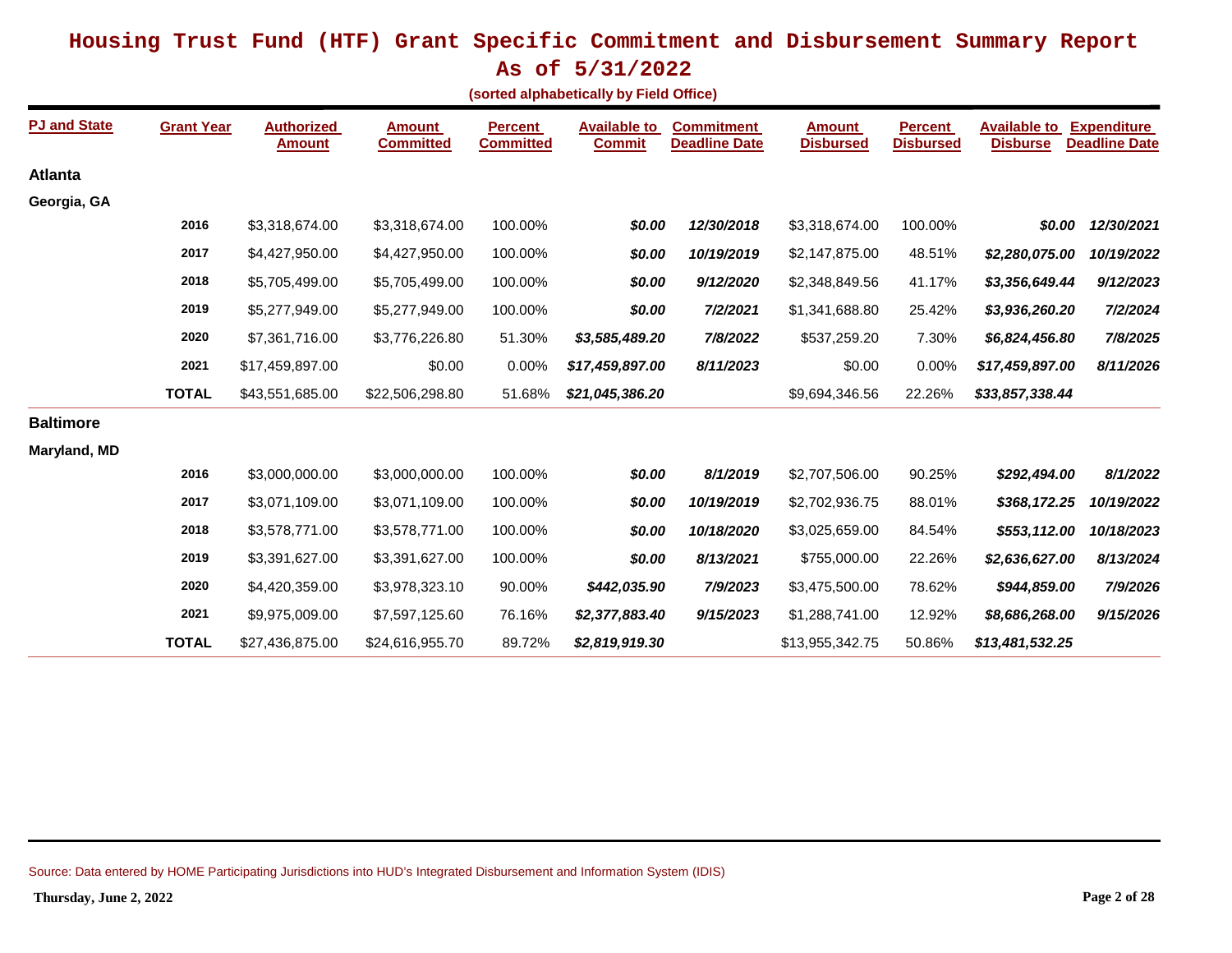# Housing Trust Fund (HTF) Grant Specific Commitment and Disbursement Summary Report

## As of 5/31/2022

**(sorted alphabetically by Field Office)**

| PJ and State | Grant Year | Authorized Amount | Amount Committed | Percent Committed | Available to Commit | Commitment Deadline Date | Amount Disbursed | Percent Disbursed | Available to Disburse | Expenditure Deadline Date |
|---|---|---|---|---|---|---|---|---|---|---|
| **Atlanta** | | | | | | | | | | |
| **Georgia, GA** | | | | | | | | | | |
| | 2016 | $3,318,674.00 | $3,318,674.00 | 100.00% | *$0.00* | *12/30/2018* | $3,318,674.00 | 100.00% | *$0.00* | *12/30/2021* |
| | 2017 | $4,427,950.00 | $4,427,950.00 | 100.00% | *$0.00* | *10/19/2019* | $2,147,875.00 | 48.51% | *$2,280,075.00* | *10/19/2022* |
| | 2018 | $5,705,499.00 | $5,705,499.00 | 100.00% | *$0.00* | *9/12/2020* | $2,348,849.56 | 41.17% | *$3,356,649.44* | *9/12/2023* |
| | 2019 | $5,277,949.00 | $5,277,949.00 | 100.00% | *$0.00* | *7/2/2021* | $1,341,688.80 | 25.42% | *$3,936,260.20* | *7/2/2024* |
| | 2020 | $7,361,716.00 | $3,776,226.80 | 51.30% | *$3,585,489.20* | *7/8/2022* | $537,259.20 | 7.30% | *$6,824,456.80* | *7/8/2025* |
| | 2021 | $17,459,897.00 | $0.00 | 0.00% | *$17,459,897.00* | *8/11/2023* | $0.00 | 0.00% | *$17,459,897.00* | *8/11/2026* |
| | **TOTAL** | $43,551,685.00 | $22,506,298.80 | 51.68% | *$21,045,386.20* | | $9,694,346.56 | 22.26% | *$33,857,338.44* | |
| **Baltimore** | | | | | | | | | | |
| **Maryland, MD** | | | | | | | | | | |
| | 2016 | $3,000,000.00 | $3,000,000.00 | 100.00% | *$0.00* | *8/1/2019* | $2,707,506.00 | 90.25% | *$292,494.00* | *8/1/2022* |
| | 2017 | $3,071,109.00 | $3,071,109.00 | 100.00% | *$0.00* | *10/19/2019* | $2,702,936.75 | 88.01% | *$368,172.25* | *10/19/2022* |
| | 2018 | $3,578,771.00 | $3,578,771.00 | 100.00% | *$0.00* | *10/18/2020* | $3,025,659.00 | 84.54% | *$553,112.00* | *10/18/2023* |
| | 2019 | $3,391,627.00 | $3,391,627.00 | 100.00% | *$0.00* | *8/13/2021* | $755,000.00 | 22.26% | *$2,636,627.00* | *8/13/2024* |
| | 2020 | $4,420,359.00 | $3,978,323.10 | 90.00% | *$442,035.90* | *7/9/2023* | $3,475,500.00 | 78.62% | *$944,859.00* | *7/9/2026* |
| | 2021 | $9,975,009.00 | $7,597,125.60 | 76.16% | *$2,377,883.40* | *9/15/2023* | $1,288,741.00 | 12.92% | *$8,686,268.00* | *9/15/2026* |
| | **TOTAL** | $27,436,875.00 | $24,616,955.70 | 89.72% | *$2,819,919.30* | | $13,955,342.75 | 50.86% | *$13,481,532.25* | |

Source: Data entered by HOME Participating Jurisdictions into HUD's Integrated Disbursement and Information System (IDIS)

**Thursday, June 2, 2022**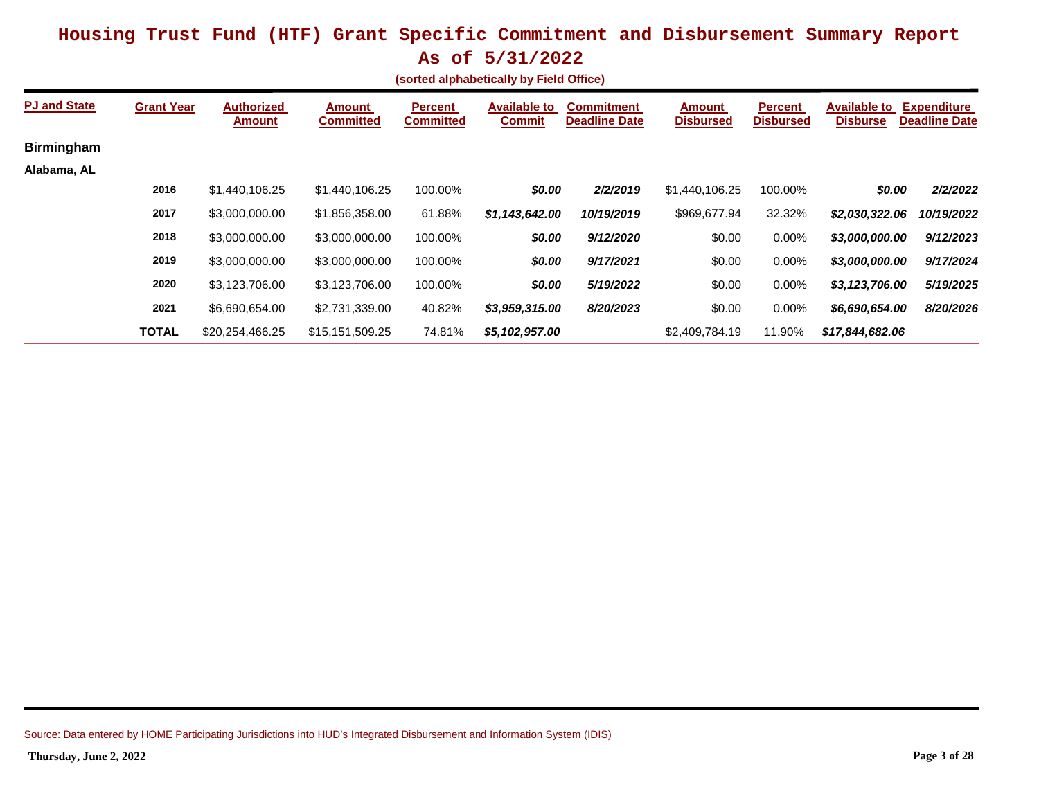# Housing Trust Fund (HTF) Grant Specific Commitment and Disbursement Summary Report

## As of 5/31/2022

**(sorted alphabetically by Field Office)**

| PJ and State | Grant Year | Authorized Amount | Amount Committed | Percent Committed | Available to Commit | Commitment Deadline Date | Amount Disbursed | Percent Disbursed | Available to Disburse | Expenditure Deadline Date |
|---|---|---|---|---|---|---|---|---|---|---|
| **Birmingham** | | | | | | | | | | |
| **Alabama, AL** | | | | | | | | | | |
| | **2016** | $1,440,106.25 | $1,440,106.25 | 100.00% | ***$0.00*** | ***2/2/2019*** | $1,440,106.25 | 100.00% | ***$0.00*** | ***2/2/2022*** |
| | **2017** | $3,000,000.00 | $1,856,358.00 | 61.88% | ***$1,143,642.00*** | ***10/19/2019*** | $969,677.94 | 32.32% | ***$2,030,322.06*** | ***10/19/2022*** |
| | **2018** | $3,000,000.00 | $3,000,000.00 | 100.00% | ***$0.00*** | ***9/12/2020*** | $0.00 | 0.00% | ***$3,000,000.00*** | ***9/12/2023*** |
| | **2019** | $3,000,000.00 | $3,000,000.00 | 100.00% | ***$0.00*** | ***9/17/2021*** | $0.00 | 0.00% | ***$3,000,000.00*** | ***9/17/2024*** |
| | **2020** | $3,123,706.00 | $3,123,706.00 | 100.00% | ***$0.00*** | ***5/19/2022*** | $0.00 | 0.00% | ***$3,123,706.00*** | ***5/19/2025*** |
| | **2021** | $6,690,654.00 | $2,731,339.00 | 40.82% | ***$3,959,315.00*** | ***8/20/2023*** | $0.00 | 0.00% | ***$6,690,654.00*** | ***8/20/2026*** |
| | **TOTAL** | $20,254,466.25 | $15,151,509.25 | 74.81% | ***$5,102,957.00*** | | $2,409,784.19 | 11.90% | ***$17,844,682.06*** | |

Source: Data entered by HOME Participating Jurisdictions into HUD's Integrated Disbursement and Information System (IDIS)

**Thursday, June 2, 2022**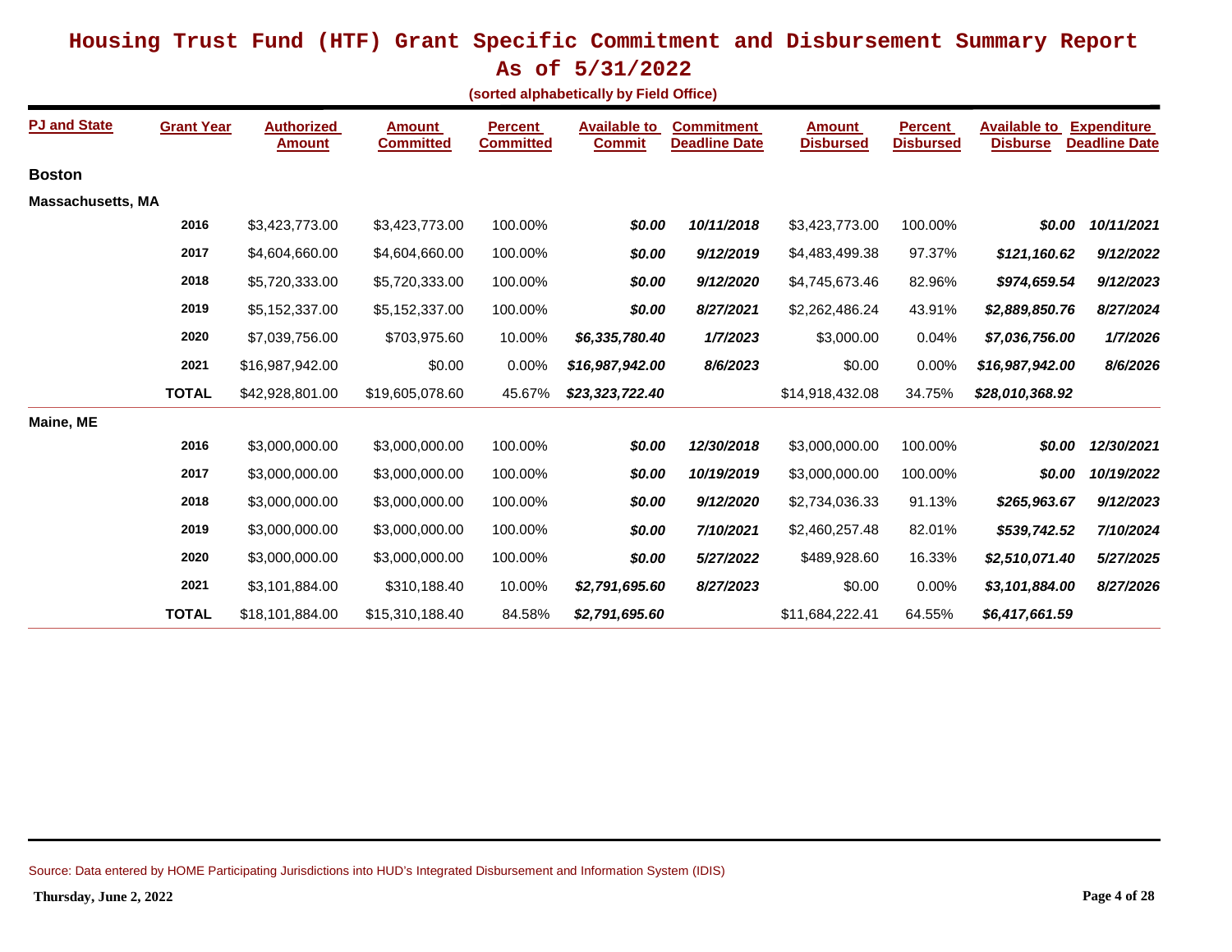# Housing Trust Fund (HTF) Grant Specific Commitment and Disbursement Summary Report

## As of 5/31/2022

**(sorted alphabetically by Field Office)**

| PJ and State | Grant Year | Authorized Amount | Amount Committed | Percent Committed | Available to Commit | Commitment Deadline Date | Amount Disbursed | Percent Disbursed | Available to Disburse | Expenditure Deadline Date |
|---|---|---|---|---|---|---|---|---|---|---|
| **Boston** | | | | | | | | | | |
| **Massachusetts, MA** | | | | | | | | | | |
| | **2016** | $3,423,773.00 | $3,423,773.00 | 100.00% | ***$0.00*** | ***10/11/2018*** | $3,423,773.00 | 100.00% | ***$0.00*** | ***10/11/2021*** |
| | **2017** | $4,604,660.00 | $4,604,660.00 | 100.00% | ***$0.00*** | ***9/12/2019*** | $4,483,499.38 | 97.37% | ***$121,160.62*** | ***9/12/2022*** |
| | **2018** | $5,720,333.00 | $5,720,333.00 | 100.00% | ***$0.00*** | ***9/12/2020*** | $4,745,673.46 | 82.96% | ***$974,659.54*** | ***9/12/2023*** |
| | **2019** | $5,152,337.00 | $5,152,337.00 | 100.00% | ***$0.00*** | ***8/27/2021*** | $2,262,486.24 | 43.91% | ***$2,889,850.76*** | ***8/27/2024*** |
| | **2020** | $7,039,756.00 | $703,975.60 | 10.00% | ***$6,335,780.40*** | ***1/7/2023*** | $3,000.00 | 0.04% | ***$7,036,756.00*** | ***1/7/2026*** |
| | **2021** | $16,987,942.00 | $0.00 | 0.00% | ***$16,987,942.00*** | ***8/6/2023*** | $0.00 | 0.00% | ***$16,987,942.00*** | ***8/6/2026*** |
| | **TOTAL** | $42,928,801.00 | $19,605,078.60 | 45.67% | ***$23,323,722.40*** | | $14,918,432.08 | 34.75% | ***$28,010,368.92*** | |
| **Maine, ME** | | | | | | | | | | |
| | **2016** | $3,000,000.00 | $3,000,000.00 | 100.00% | ***$0.00*** | ***12/30/2018*** | $3,000,000.00 | 100.00% | ***$0.00*** | ***12/30/2021*** |
| | **2017** | $3,000,000.00 | $3,000,000.00 | 100.00% | ***$0.00*** | ***10/19/2019*** | $3,000,000.00 | 100.00% | ***$0.00*** | ***10/19/2022*** |
| | **2018** | $3,000,000.00 | $3,000,000.00 | 100.00% | ***$0.00*** | ***9/12/2020*** | $2,734,036.33 | 91.13% | ***$265,963.67*** | ***9/12/2023*** |
| | **2019** | $3,000,000.00 | $3,000,000.00 | 100.00% | ***$0.00*** | ***7/10/2021*** | $2,460,257.48 | 82.01% | ***$539,742.52*** | ***7/10/2024*** |
| | **2020** | $3,000,000.00 | $3,000,000.00 | 100.00% | ***$0.00*** | ***5/27/2022*** | $489,928.60 | 16.33% | ***$2,510,071.40*** | ***5/27/2025*** |
| | **2021** | $3,101,884.00 | $310,188.40 | 10.00% | ***$2,791,695.60*** | ***8/27/2023*** | $0.00 | 0.00% | ***$3,101,884.00*** | ***8/27/2026*** |
| | **TOTAL** | $18,101,884.00 | $15,310,188.40 | 84.58% | ***$2,791,695.60*** | | $11,684,222.41 | 64.55% | ***$6,417,661.59*** | |

Source: Data entered by HOME Participating Jurisdictions into HUD's Integrated Disbursement and Information System (IDIS)

**Thursday, June 2, 2022**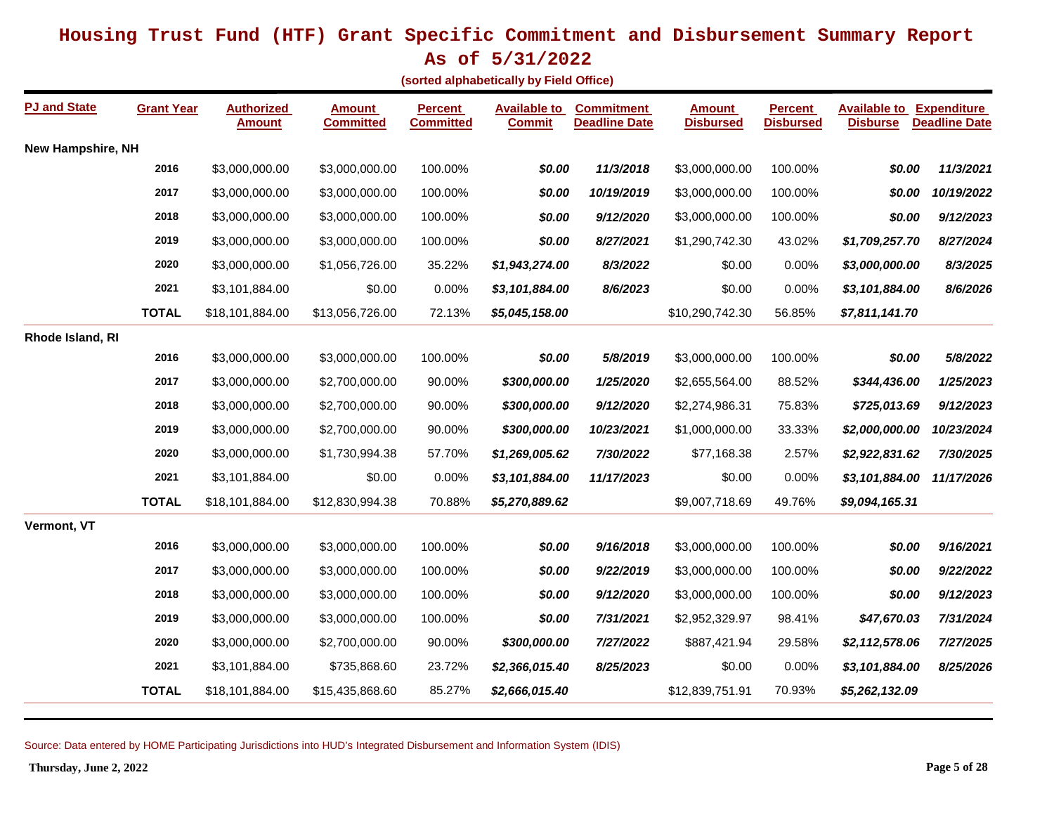# Housing Trust Fund (HTF) Grant Specific Commitment and Disbursement Summary Report

## As of 5/31/2022

**(sorted alphabetically by Field Office)**

| PJ and State | Grant Year | Authorized Amount | Amount Committed | Percent Committed | Available to Commit | Commitment Deadline Date | Amount Disbursed | Percent Disbursed | Available to Disburse | Expenditure Deadline Date |
|---|---|---|---|---|---|---|---|---|---|---|
| **New Hampshire, NH** | | | | | | | | | | |
| | **2016** | $3,000,000.00 | $3,000,000.00 | 100.00% | ***$0.00*** | ***11/3/2018*** | $3,000,000.00 | 100.00% | ***$0.00*** | ***11/3/2021*** |
| | **2017** | $3,000,000.00 | $3,000,000.00 | 100.00% | ***$0.00*** | ***10/19/2019*** | $3,000,000.00 | 100.00% | ***$0.00*** | ***10/19/2022*** |
| | **2018** | $3,000,000.00 | $3,000,000.00 | 100.00% | ***$0.00*** | ***9/12/2020*** | $3,000,000.00 | 100.00% | ***$0.00*** | ***9/12/2023*** |
| | **2019** | $3,000,000.00 | $3,000,000.00 | 100.00% | ***$0.00*** | ***8/27/2021*** | $1,290,742.30 | 43.02% | ***$1,709,257.70*** | ***8/27/2024*** |
| | **2020** | $3,000,000.00 | $1,056,726.00 | 35.22% | ***$1,943,274.00*** | ***8/3/2022*** | $0.00 | 0.00% | ***$3,000,000.00*** | ***8/3/2025*** |
| | **2021** | $3,101,884.00 | $0.00 | 0.00% | ***$3,101,884.00*** | ***8/6/2023*** | $0.00 | 0.00% | ***$3,101,884.00*** | ***8/6/2026*** |
| | **TOTAL** | $18,101,884.00 | $13,056,726.00 | 72.13% | ***$5,045,158.00*** | | $10,290,742.30 | 56.85% | ***$7,811,141.70*** | |
| **Rhode Island, RI** | | | | | | | | | | |
| | **2016** | $3,000,000.00 | $3,000,000.00 | 100.00% | ***$0.00*** | ***5/8/2019*** | $3,000,000.00 | 100.00% | ***$0.00*** | ***5/8/2022*** |
| | **2017** | $3,000,000.00 | $2,700,000.00 | 90.00% | ***$300,000.00*** | ***1/25/2020*** | $2,655,564.00 | 88.52% | ***$344,436.00*** | ***1/25/2023*** |
| | **2018** | $3,000,000.00 | $2,700,000.00 | 90.00% | ***$300,000.00*** | ***9/12/2020*** | $2,274,986.31 | 75.83% | ***$725,013.69*** | ***9/12/2023*** |
| | **2019** | $3,000,000.00 | $2,700,000.00 | 90.00% | ***$300,000.00*** | ***10/23/2021*** | $1,000,000.00 | 33.33% | ***$2,000,000.00*** | ***10/23/2024*** |
| | **2020** | $3,000,000.00 | $1,730,994.38 | 57.70% | ***$1,269,005.62*** | ***7/30/2022*** | $77,168.38 | 2.57% | ***$2,922,831.62*** | ***7/30/2025*** |
| | **2021** | $3,101,884.00 | $0.00 | 0.00% | ***$3,101,884.00*** | ***11/17/2023*** | $0.00 | 0.00% | ***$3,101,884.00*** | ***11/17/2026*** |
| | **TOTAL** | $18,101,884.00 | $12,830,994.38 | 70.88% | ***$5,270,889.62*** | | $9,007,718.69 | 49.76% | ***$9,094,165.31*** | |
| **Vermont, VT** | | | | | | | | | | |
| | **2016** | $3,000,000.00 | $3,000,000.00 | 100.00% | ***$0.00*** | ***9/16/2018*** | $3,000,000.00 | 100.00% | ***$0.00*** | ***9/16/2021*** |
| | **2017** | $3,000,000.00 | $3,000,000.00 | 100.00% | ***$0.00*** | ***9/22/2019*** | $3,000,000.00 | 100.00% | ***$0.00*** | ***9/22/2022*** |
| | **2018** | $3,000,000.00 | $3,000,000.00 | 100.00% | ***$0.00*** | ***9/12/2020*** | $3,000,000.00 | 100.00% | ***$0.00*** | ***9/12/2023*** |
| | **2019** | $3,000,000.00 | $3,000,000.00 | 100.00% | ***$0.00*** | ***7/31/2021*** | $2,952,329.97 | 98.41% | ***$47,670.03*** | ***7/31/2024*** |
| | **2020** | $3,000,000.00 | $2,700,000.00 | 90.00% | ***$300,000.00*** | ***7/27/2022*** | $887,421.94 | 29.58% | ***$2,112,578.06*** | ***7/27/2025*** |
| | **2021** | $3,101,884.00 | $735,868.60 | 23.72% | ***$2,366,015.40*** | ***8/25/2023*** | $0.00 | 0.00% | ***$3,101,884.00*** | ***8/25/2026*** |
| | **TOTAL** | $18,101,884.00 | $15,435,868.60 | 85.27% | ***$2,666,015.40*** | | $12,839,751.91 | 70.93% | ***$5,262,132.09*** | |

Source: Data entered by HOME Participating Jurisdictions into HUD's Integrated Disbursement and Information System (IDIS)

**Thursday, June 2, 2022**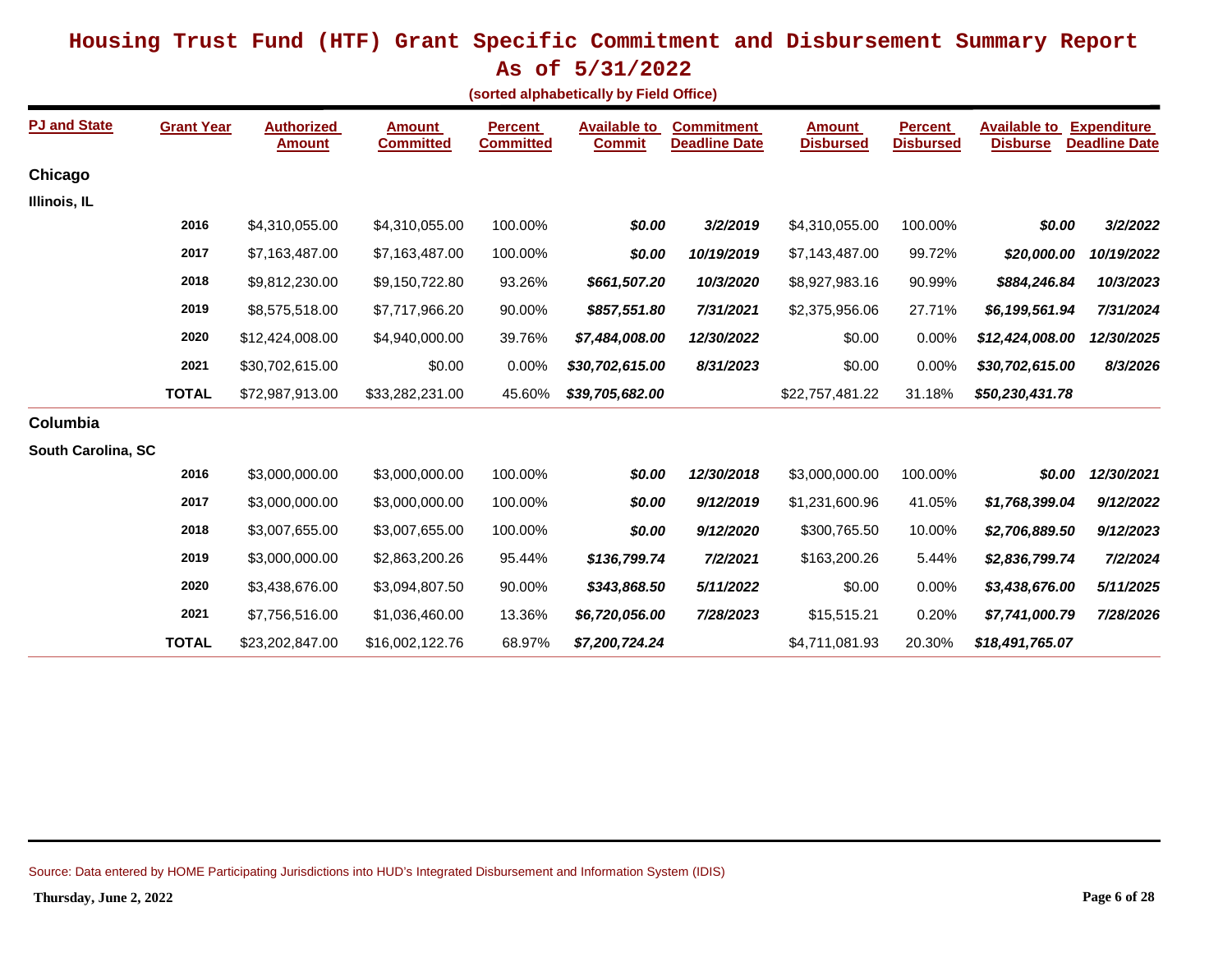# Housing Trust Fund (HTF) Grant Specific Commitment and Disbursement Summary Report

## As of 5/31/2022

**(sorted alphabetically by Field Office)**

| PJ and State | Grant Year | Authorized Amount | Amount Committed | Percent Committed | Available to Commit | Commitment Deadline Date | Amount Disbursed | Percent Disbursed | Available to Disburse | Expenditure Deadline Date |
|---|---|---|---|---|---|---|---|---|---|---|
| **Chicago** | | | | | | | | | | |
| **Illinois, IL** | | | | | | | | | | |
| | **2016** | $4,310,055.00 | $4,310,055.00 | 100.00% | ***$0.00*** | ***3/2/2019*** | $4,310,055.00 | 100.00% | ***$0.00*** | ***3/2/2022*** |
| | **2017** | $7,163,487.00 | $7,163,487.00 | 100.00% | ***$0.00*** | ***10/19/2019*** | $7,143,487.00 | 99.72% | ***$20,000.00*** | ***10/19/2022*** |
| | **2018** | $9,812,230.00 | $9,150,722.80 | 93.26% | ***$661,507.20*** | ***10/3/2020*** | $8,927,983.16 | 90.99% | ***$884,246.84*** | ***10/3/2023*** |
| | **2019** | $8,575,518.00 | $7,717,966.20 | 90.00% | ***$857,551.80*** | ***7/31/2021*** | $2,375,956.06 | 27.71% | ***$6,199,561.94*** | ***7/31/2024*** |
| | **2020** | $12,424,008.00 | $4,940,000.00 | 39.76% | ***$7,484,008.00*** | ***12/30/2022*** | $0.00 | 0.00% | ***$12,424,008.00*** | ***12/30/2025*** |
| | **2021** | $30,702,615.00 | $0.00 | 0.00% | ***$30,702,615.00*** | ***8/31/2023*** | $0.00 | 0.00% | ***$30,702,615.00*** | ***8/3/2026*** |
| | **TOTAL** | $72,987,913.00 | $33,282,231.00 | 45.60% | ***$39,705,682.00*** | | $22,757,481.22 | 31.18% | ***$50,230,431.78*** | |
| **Columbia** | | | | | | | | | | |
| **South Carolina, SC** | | | | | | | | | | |
| | **2016** | $3,000,000.00 | $3,000,000.00 | 100.00% | ***$0.00*** | ***12/30/2018*** | $3,000,000.00 | 100.00% | ***$0.00*** | ***12/30/2021*** |
| | **2017** | $3,000,000.00 | $3,000,000.00 | 100.00% | ***$0.00*** | ***9/12/2019*** | $1,231,600.96 | 41.05% | ***$1,768,399.04*** | ***9/12/2022*** |
| | **2018** | $3,007,655.00 | $3,007,655.00 | 100.00% | ***$0.00*** | ***9/12/2020*** | $300,765.50 | 10.00% | ***$2,706,889.50*** | ***9/12/2023*** |
| | **2019** | $3,000,000.00 | $2,863,200.26 | 95.44% | ***$136,799.74*** | ***7/2/2021*** | $163,200.26 | 5.44% | ***$2,836,799.74*** | ***7/2/2024*** |
| | **2020** | $3,438,676.00 | $3,094,807.50 | 90.00% | ***$343,868.50*** | ***5/11/2022*** | $0.00 | 0.00% | ***$3,438,676.00*** | ***5/11/2025*** |
| | **2021** | $7,756,516.00 | $1,036,460.00 | 13.36% | ***$6,720,056.00*** | ***7/28/2023*** | $15,515.21 | 0.20% | ***$7,741,000.79*** | ***7/28/2026*** |
| | **TOTAL** | $23,202,847.00 | $16,002,122.76 | 68.97% | ***$7,200,724.24*** | | $4,711,081.93 | 20.30% | ***$18,491,765.07*** | |

Source: Data entered by HOME Participating Jurisdictions into HUD's Integrated Disbursement and Information System (IDIS)

**Thursday, June 2, 2022**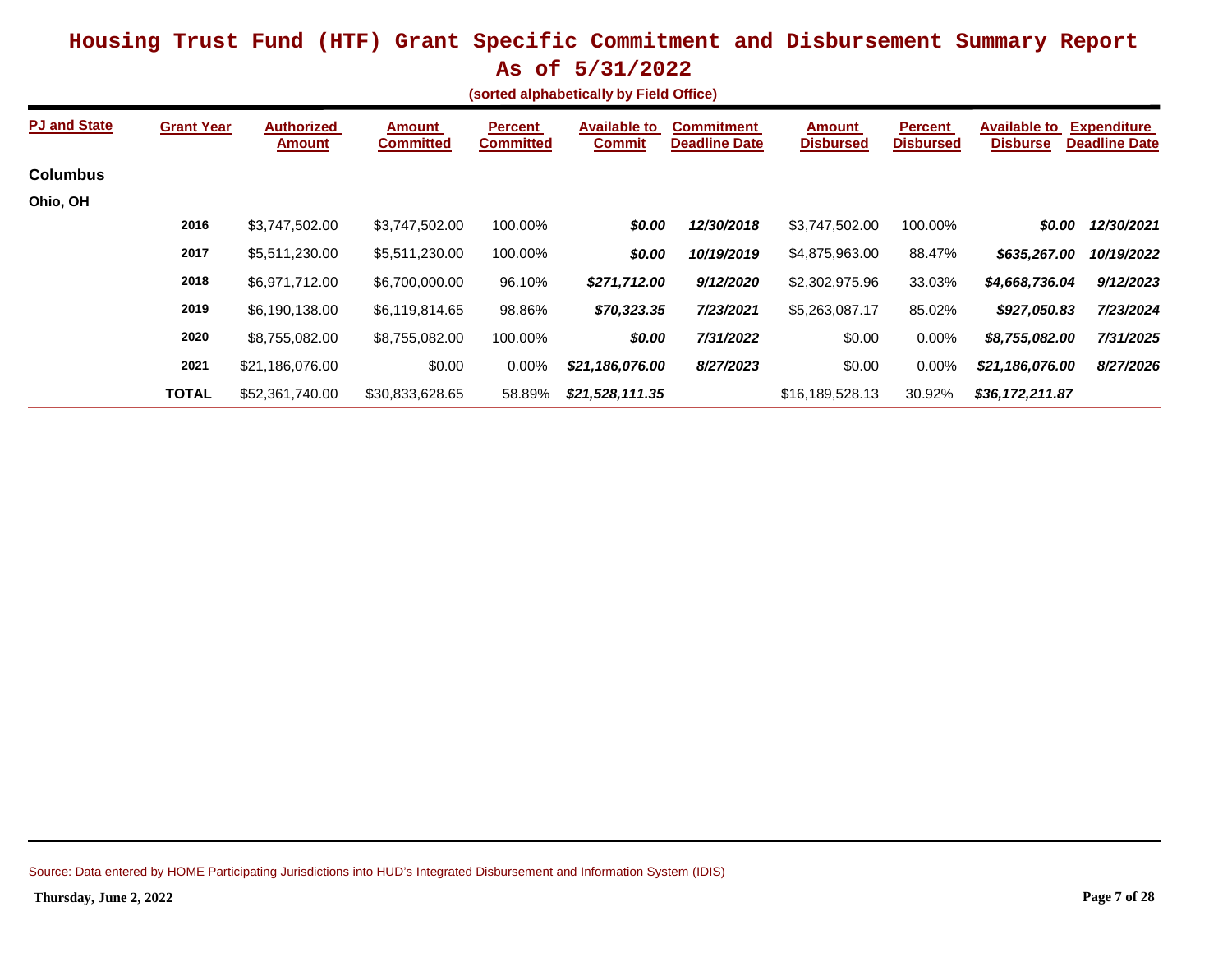# Housing Trust Fund (HTF) Grant Specific Commitment and Disbursement Summary Report

## As of 5/31/2022

**(sorted alphabetically by Field Office)**

| PJ and State | Grant Year | Authorized Amount | Amount Committed | Percent Committed | Available to Commit | Commitment Deadline Date | Amount Disbursed | Percent Disbursed | Available to Disburse | Expenditure Deadline Date |
|---|---|---|---|---|---|---|---|---|---|---|
| **Columbus** | | | | | | | | | | |
| **Ohio, OH** | | | | | | | | | | |
| | **2016** | $3,747,502.00 | $3,747,502.00 | 100.00% | ***$0.00*** | ***12/30/2018*** | $3,747,502.00 | 100.00% | ***$0.00*** | ***12/30/2021*** |
| | **2017** | $5,511,230.00 | $5,511,230.00 | 100.00% | ***$0.00*** | ***10/19/2019*** | $4,875,963.00 | 88.47% | ***$635,267.00*** | ***10/19/2022*** |
| | **2018** | $6,971,712.00 | $6,700,000.00 | 96.10% | ***$271,712.00*** | ***9/12/2020*** | $2,302,975.96 | 33.03% | ***$4,668,736.04*** | ***9/12/2023*** |
| | **2019** | $6,190,138.00 | $6,119,814.65 | 98.86% | ***$70,323.35*** | ***7/23/2021*** | $5,263,087.17 | 85.02% | ***$927,050.83*** | ***7/23/2024*** |
| | **2020** | $8,755,082.00 | $8,755,082.00 | 100.00% | ***$0.00*** | ***7/31/2022*** | $0.00 | 0.00% | ***$8,755,082.00*** | ***7/31/2025*** |
| | **2021** | $21,186,076.00 | $0.00 | 0.00% | ***$21,186,076.00*** | ***8/27/2023*** | $0.00 | 0.00% | ***$21,186,076.00*** | ***8/27/2026*** |
| | **TOTAL** | $52,361,740.00 | $30,833,628.65 | 58.89% | ***$21,528,111.35*** | | $16,189,528.13 | 30.92% | ***$36,172,211.87*** | |

Source: Data entered by HOME Participating Jurisdictions into HUD's Integrated Disbursement and Information System (IDIS)

**Thursday, June 2, 2022**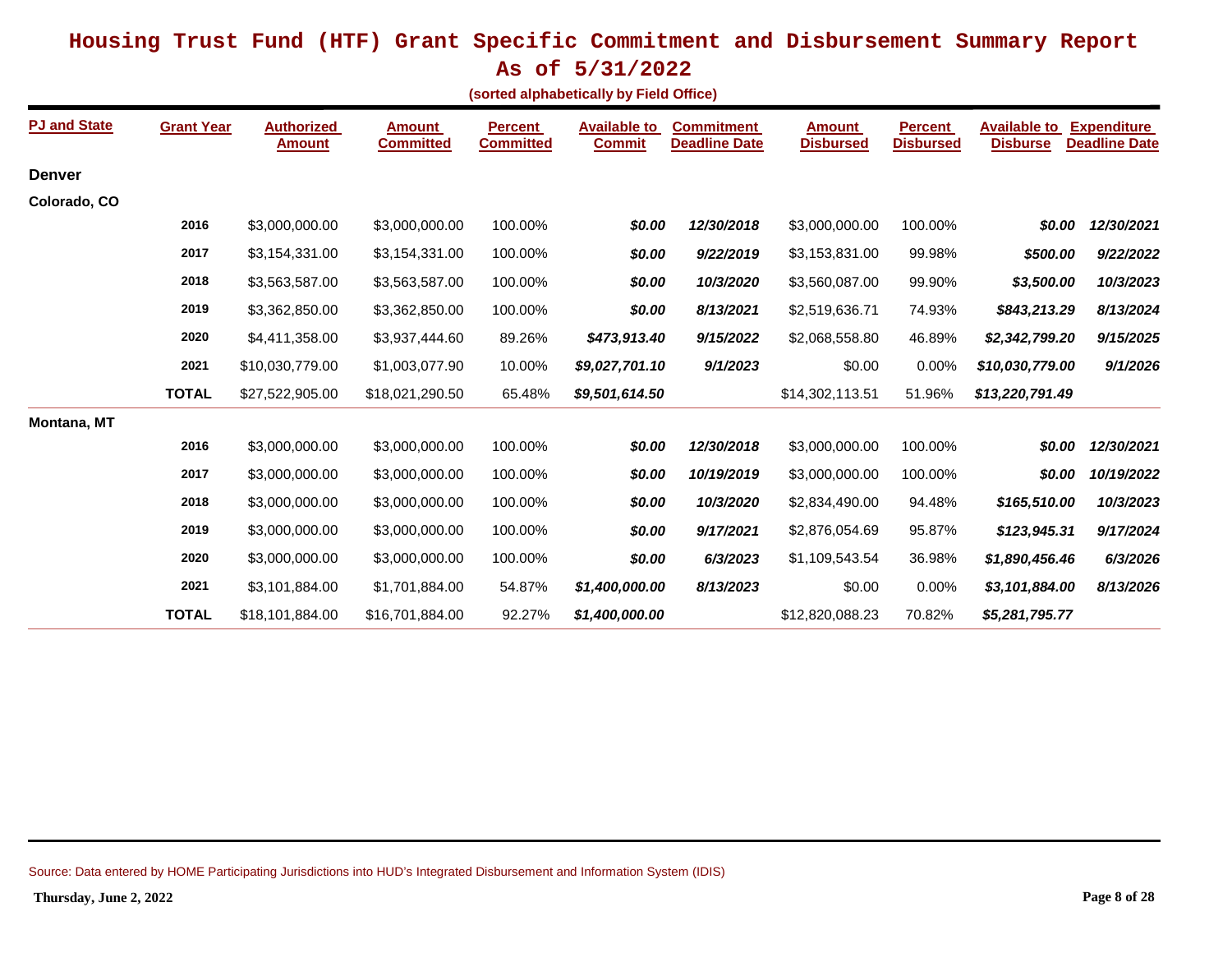# Housing Trust Fund (HTF) Grant Specific Commitment and Disbursement Summary Report

## As of 5/31/2022

**(sorted alphabetically by Field Office)**

| PJ and State | Grant Year | Authorized Amount | Amount Committed | Percent Committed | Available to Commit | Commitment Deadline Date | Amount Disbursed | Percent Disbursed | Available to Disburse | Expenditure Deadline Date |
|---|---|---|---|---|---|---|---|---|---|---|
| **Denver** | | | | | | | | | | |
| **Colorado, CO** | | | | | | | | | | |
| | **2016** | $3,000,000.00 | $3,000,000.00 | 100.00% | ***$0.00*** | ***12/30/2018*** | $3,000,000.00 | 100.00% | ***$0.00*** | ***12/30/2021*** |
| | **2017** | $3,154,331.00 | $3,154,331.00 | 100.00% | ***$0.00*** | ***9/22/2019*** | $3,153,831.00 | 99.98% | ***$500.00*** | ***9/22/2022*** |
| | **2018** | $3,563,587.00 | $3,563,587.00 | 100.00% | ***$0.00*** | ***10/3/2020*** | $3,560,087.00 | 99.90% | ***$3,500.00*** | ***10/3/2023*** |
| | **2019** | $3,362,850.00 | $3,362,850.00 | 100.00% | ***$0.00*** | ***8/13/2021*** | $2,519,636.71 | 74.93% | ***$843,213.29*** | ***8/13/2024*** |
| | **2020** | $4,411,358.00 | $3,937,444.60 | 89.26% | ***$473,913.40*** | ***9/15/2022*** | $2,068,558.80 | 46.89% | ***$2,342,799.20*** | ***9/15/2025*** |
| | **2021** | $10,030,779.00 | $1,003,077.90 | 10.00% | ***$9,027,701.10*** | ***9/1/2023*** | $0.00 | 0.00% | ***$10,030,779.00*** | ***9/1/2026*** |
| | **TOTAL** | $27,522,905.00 | $18,021,290.50 | 65.48% | ***$9,501,614.50*** | | $14,302,113.51 | 51.96% | ***$13,220,791.49*** | |
| **Montana, MT** | | | | | | | | | | |
| | **2016** | $3,000,000.00 | $3,000,000.00 | 100.00% | ***$0.00*** | ***12/30/2018*** | $3,000,000.00 | 100.00% | ***$0.00*** | ***12/30/2021*** |
| | **2017** | $3,000,000.00 | $3,000,000.00 | 100.00% | ***$0.00*** | ***10/19/2019*** | $3,000,000.00 | 100.00% | ***$0.00*** | ***10/19/2022*** |
| | **2018** | $3,000,000.00 | $3,000,000.00 | 100.00% | ***$0.00*** | ***10/3/2020*** | $2,834,490.00 | 94.48% | ***$165,510.00*** | ***10/3/2023*** |
| | **2019** | $3,000,000.00 | $3,000,000.00 | 100.00% | ***$0.00*** | ***9/17/2021*** | $2,876,054.69 | 95.87% | ***$123,945.31*** | ***9/17/2024*** |
| | **2020** | $3,000,000.00 | $3,000,000.00 | 100.00% | ***$0.00*** | ***6/3/2023*** | $1,109,543.54 | 36.98% | ***$1,890,456.46*** | ***6/3/2026*** |
| | **2021** | $3,101,884.00 | $1,701,884.00 | 54.87% | ***$1,400,000.00*** | ***8/13/2023*** | $0.00 | 0.00% | ***$3,101,884.00*** | ***8/13/2026*** |
| | **TOTAL** | $18,101,884.00 | $16,701,884.00 | 92.27% | ***$1,400,000.00*** | | $12,820,088.23 | 70.82% | ***$5,281,795.77*** | |

Source: Data entered by HOME Participating Jurisdictions into HUD's Integrated Disbursement and Information System (IDIS)

**Thursday, June 2, 2022**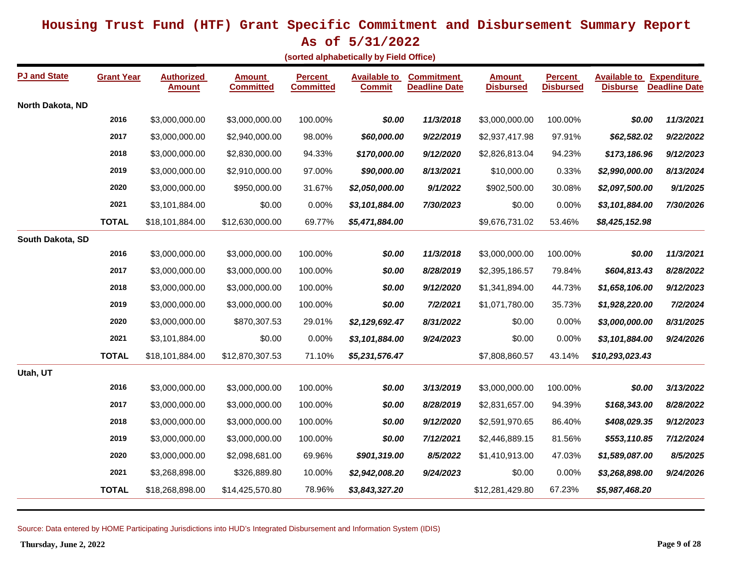# Housing Trust Fund (HTF) Grant Specific Commitment and Disbursement Summary Report

## As of 5/31/2022

**(sorted alphabetically by Field Office)**

| PJ and State | Grant Year | Authorized Amount | Amount Committed | Percent Committed | Available to Commit | Commitment Deadline Date | Amount Disbursed | Percent Disbursed | Available to Disburse | Expenditure Deadline Date |
|---|---|---|---|---|---|---|---|---|---|---|
| **North Dakota, ND** | | | | | | | | | | |
| | 2016 | $3,000,000.00 | $3,000,000.00 | 100.00% | *$0.00* | *11/3/2018* | $3,000,000.00 | 100.00% | *$0.00* | *11/3/2021* |
| | 2017 | $3,000,000.00 | $2,940,000.00 | 98.00% | *$60,000.00* | *9/22/2019* | $2,937,417.98 | 97.91% | *$62,582.02* | *9/22/2022* |
| | 2018 | $3,000,000.00 | $2,830,000.00 | 94.33% | *$170,000.00* | *9/12/2020* | $2,826,813.04 | 94.23% | *$173,186.96* | *9/12/2023* |
| | 2019 | $3,000,000.00 | $2,910,000.00 | 97.00% | *$90,000.00* | *8/13/2021* | $10,000.00 | 0.33% | *$2,990,000.00* | *8/13/2024* |
| | 2020 | $3,000,000.00 | $950,000.00 | 31.67% | *$2,050,000.00* | *9/1/2022* | $902,500.00 | 30.08% | *$2,097,500.00* | *9/1/2025* |
| | 2021 | $3,101,884.00 | $0.00 | 0.00% | *$3,101,884.00* | *7/30/2023* | $0.00 | 0.00% | *$3,101,884.00* | *7/30/2026* |
| | **TOTAL** | $18,101,884.00 | $12,630,000.00 | 69.77% | *$5,471,884.00* | | $9,676,731.02 | 53.46% | *$8,425,152.98* | |
| **South Dakota, SD** | | | | | | | | | | |
| | 2016 | $3,000,000.00 | $3,000,000.00 | 100.00% | *$0.00* | *11/3/2018* | $3,000,000.00 | 100.00% | *$0.00* | *11/3/2021* |
| | 2017 | $3,000,000.00 | $3,000,000.00 | 100.00% | *$0.00* | *8/28/2019* | $2,395,186.57 | 79.84% | *$604,813.43* | *8/28/2022* |
| | 2018 | $3,000,000.00 | $3,000,000.00 | 100.00% | *$0.00* | *9/12/2020* | $1,341,894.00 | 44.73% | *$1,658,106.00* | *9/12/2023* |
| | 2019 | $3,000,000.00 | $3,000,000.00 | 100.00% | *$0.00* | *7/2/2021* | $1,071,780.00 | 35.73% | *$1,928,220.00* | *7/2/2024* |
| | 2020 | $3,000,000.00 | $870,307.53 | 29.01% | *$2,129,692.47* | *8/31/2022* | $0.00 | 0.00% | *$3,000,000.00* | *8/31/2025* |
| | 2021 | $3,101,884.00 | $0.00 | 0.00% | *$3,101,884.00* | *9/24/2023* | $0.00 | 0.00% | *$3,101,884.00* | *9/24/2026* |
| | **TOTAL** | $18,101,884.00 | $12,870,307.53 | 71.10% | *$5,231,576.47* | | $7,808,860.57 | 43.14% | *$10,293,023.43* | |
| **Utah, UT** | | | | | | | | | | |
| | 2016 | $3,000,000.00 | $3,000,000.00 | 100.00% | *$0.00* | *3/13/2019* | $3,000,000.00 | 100.00% | *$0.00* | *3/13/2022* |
| | 2017 | $3,000,000.00 | $3,000,000.00 | 100.00% | *$0.00* | *8/28/2019* | $2,831,657.00 | 94.39% | *$168,343.00* | *8/28/2022* |
| | 2018 | $3,000,000.00 | $3,000,000.00 | 100.00% | *$0.00* | *9/12/2020* | $2,591,970.65 | 86.40% | *$408,029.35* | *9/12/2023* |
| | 2019 | $3,000,000.00 | $3,000,000.00 | 100.00% | *$0.00* | *7/12/2021* | $2,446,889.15 | 81.56% | *$553,110.85* | *7/12/2024* |
| | 2020 | $3,000,000.00 | $2,098,681.00 | 69.96% | *$901,319.00* | *8/5/2022* | $1,410,913.00 | 47.03% | *$1,589,087.00* | *8/5/2025* |
| | 2021 | $3,268,898.00 | $326,889.80 | 10.00% | *$2,942,008.20* | *9/24/2023* | $0.00 | 0.00% | *$3,268,898.00* | *9/24/2026* |
| | **TOTAL** | $18,268,898.00 | $14,425,570.80 | 78.96% | *$3,843,327.20* | | $12,281,429.80 | 67.23% | *$5,987,468.20* | |

Source: Data entered by HOME Participating Jurisdictions into HUD's Integrated Disbursement and Information System (IDIS)

**Thursday, June 2, 2022**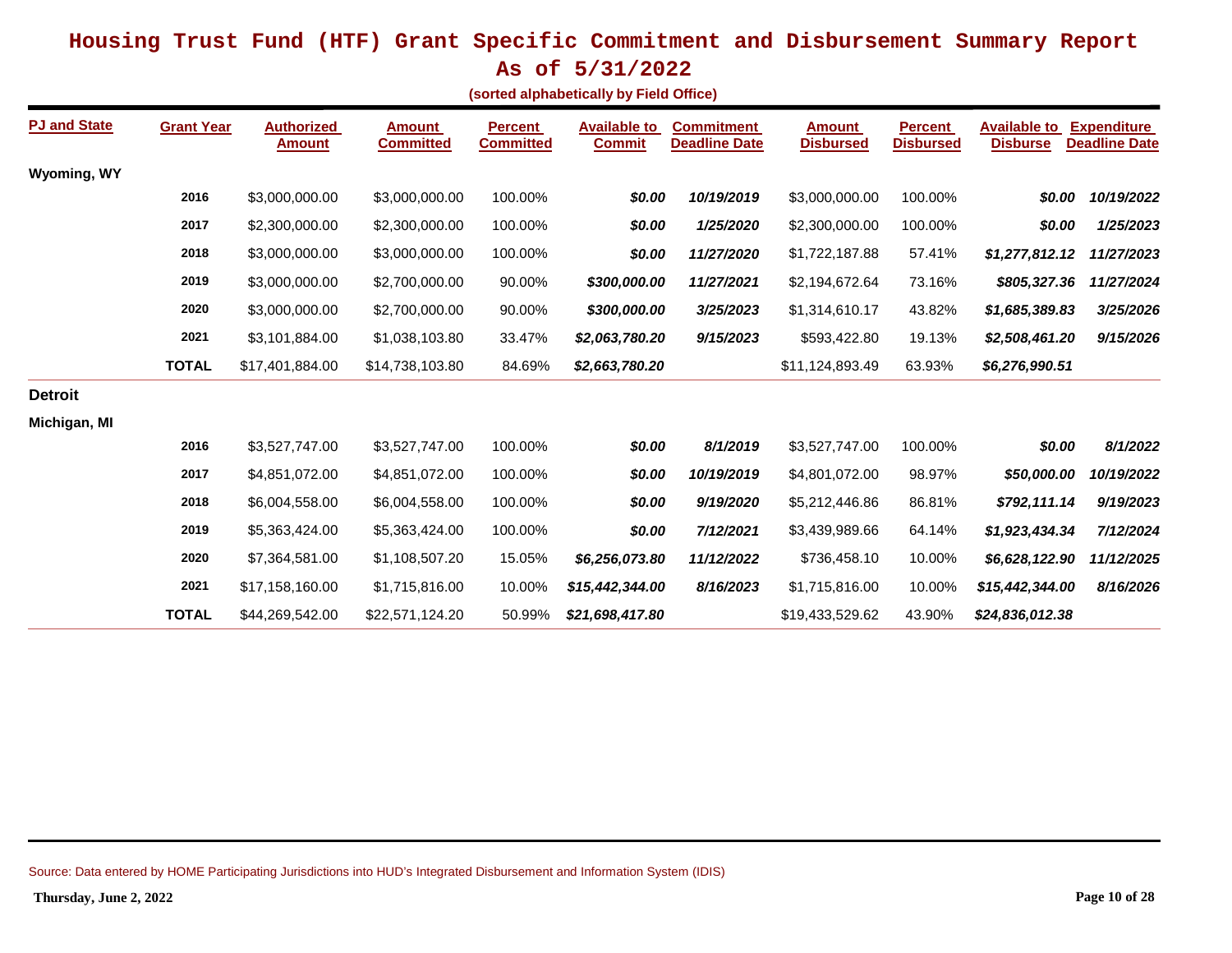# Housing Trust Fund (HTF) Grant Specific Commitment and Disbursement Summary Report

## As of 5/31/2022

**(sorted alphabetically by Field Office)**

| PJ and State | Grant Year | Authorized Amount | Amount Committed | Percent Committed | Available to Commit | Commitment Deadline Date | Amount Disbursed | Percent Disbursed | Available to Disburse | Expenditure Deadline Date |
|---|---|---|---|---|---|---|---|---|---|---|
| **Wyoming, WY** | | | | | | | | | | |
| | 2016 | $3,000,000.00 | $3,000,000.00 | 100.00% | *$0.00* | *10/19/2019* | $3,000,000.00 | 100.00% | *$0.00* | *10/19/2022* |
| | 2017 | $2,300,000.00 | $2,300,000.00 | 100.00% | *$0.00* | *1/25/2020* | $2,300,000.00 | 100.00% | *$0.00* | *1/25/2023* |
| | 2018 | $3,000,000.00 | $3,000,000.00 | 100.00% | *$0.00* | *11/27/2020* | $1,722,187.88 | 57.41% | *$1,277,812.12* | *11/27/2023* |
| | 2019 | $3,000,000.00 | $2,700,000.00 | 90.00% | *$300,000.00* | *11/27/2021* | $2,194,672.64 | 73.16% | *$805,327.36* | *11/27/2024* |
| | 2020 | $3,000,000.00 | $2,700,000.00 | 90.00% | *$300,000.00* | *3/25/2023* | $1,314,610.17 | 43.82% | *$1,685,389.83* | *3/25/2026* |
| | 2021 | $3,101,884.00 | $1,038,103.80 | 33.47% | *$2,063,780.20* | *9/15/2023* | $593,422.80 | 19.13% | *$2,508,461.20* | *9/15/2026* |
| | **TOTAL** | $17,401,884.00 | $14,738,103.80 | 84.69% | *$2,663,780.20* | | $11,124,893.49 | 63.93% | *$6,276,990.51* | |
| **Detroit** | | | | | | | | | | |
| **Michigan, MI** | | | | | | | | | | |
| | 2016 | $3,527,747.00 | $3,527,747.00 | 100.00% | *$0.00* | *8/1/2019* | $3,527,747.00 | 100.00% | *$0.00* | *8/1/2022* |
| | 2017 | $4,851,072.00 | $4,851,072.00 | 100.00% | *$0.00* | *10/19/2019* | $4,801,072.00 | 98.97% | *$50,000.00* | *10/19/2022* |
| | 2018 | $6,004,558.00 | $6,004,558.00 | 100.00% | *$0.00* | *9/19/2020* | $5,212,446.86 | 86.81% | *$792,111.14* | *9/19/2023* |
| | 2019 | $5,363,424.00 | $5,363,424.00 | 100.00% | *$0.00* | *7/12/2021* | $3,439,989.66 | 64.14% | *$1,923,434.34* | *7/12/2024* |
| | 2020 | $7,364,581.00 | $1,108,507.20 | 15.05% | *$6,256,073.80* | *11/12/2022* | $736,458.10 | 10.00% | *$6,628,122.90* | *11/12/2025* |
| | 2021 | $17,158,160.00 | $1,715,816.00 | 10.00% | *$15,442,344.00* | *8/16/2023* | $1,715,816.00 | 10.00% | *$15,442,344.00* | *8/16/2026* |
| | **TOTAL** | $44,269,542.00 | $22,571,124.20 | 50.99% | *$21,698,417.80* | | $19,433,529.62 | 43.90% | *$24,836,012.38* | |

Source: Data entered by HOME Participating Jurisdictions into HUD's Integrated Disbursement and Information System (IDIS)

**Thursday, June 2, 2022**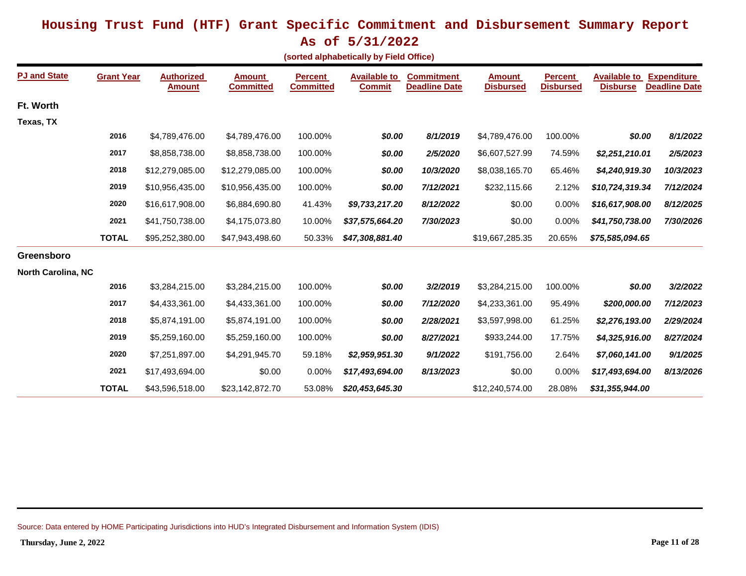# Housing Trust Fund (HTF) Grant Specific Commitment and Disbursement Summary Report

## As of 5/31/2022

**(sorted alphabetically by Field Office)**

| PJ and State | Grant Year | Authorized Amount | Amount Committed | Percent Committed | Available to Commit | Commitment Deadline Date | Amount Disbursed | Percent Disbursed | Available to Disburse | Expenditure Deadline Date |
|---|---|---|---|---|---|---|---|---|---|---|
| **Ft. Worth** | | | | | | | | | | |
| **Texas, TX** | | | | | | | | | | |
| | **2016** | $4,789,476.00 | $4,789,476.00 | 100.00% | ***$0.00*** | ***8/1/2019*** | $4,789,476.00 | 100.00% | ***$0.00*** | ***8/1/2022*** |
| | **2017** | $8,858,738.00 | $8,858,738.00 | 100.00% | ***$0.00*** | ***2/5/2020*** | $6,607,527.99 | 74.59% | ***$2,251,210.01*** | ***2/5/2023*** |
| | **2018** | $12,279,085.00 | $12,279,085.00 | 100.00% | ***$0.00*** | ***10/3/2020*** | $8,038,165.70 | 65.46% | ***$4,240,919.30*** | ***10/3/2023*** |
| | **2019** | $10,956,435.00 | $10,956,435.00 | 100.00% | ***$0.00*** | ***7/12/2021*** | $232,115.66 | 2.12% | ***$10,724,319.34*** | ***7/12/2024*** |
| | **2020** | $16,617,908.00 | $6,884,690.80 | 41.43% | ***$9,733,217.20*** | ***8/12/2022*** | $0.00 | 0.00% | ***$16,617,908.00*** | ***8/12/2025*** |
| | **2021** | $41,750,738.00 | $4,175,073.80 | 10.00% | ***$37,575,664.20*** | ***7/30/2023*** | $0.00 | 0.00% | ***$41,750,738.00*** | ***7/30/2026*** |
| | **TOTAL** | $95,252,380.00 | $47,943,498.60 | 50.33% | ***$47,308,881.40*** | | $19,667,285.35 | 20.65% | ***$75,585,094.65*** | |
| **Greensboro** | | | | | | | | | | |
| **North Carolina, NC** | | | | | | | | | | |
| | **2016** | $3,284,215.00 | $3,284,215.00 | 100.00% | ***$0.00*** | ***3/2/2019*** | $3,284,215.00 | 100.00% | ***$0.00*** | ***3/2/2022*** |
| | **2017** | $4,433,361.00 | $4,433,361.00 | 100.00% | ***$0.00*** | ***7/12/2020*** | $4,233,361.00 | 95.49% | ***$200,000.00*** | ***7/12/2023*** |
| | **2018** | $5,874,191.00 | $5,874,191.00 | 100.00% | ***$0.00*** | ***2/28/2021*** | $3,597,998.00 | 61.25% | ***$2,276,193.00*** | ***2/29/2024*** |
| | **2019** | $5,259,160.00 | $5,259,160.00 | 100.00% | ***$0.00*** | ***8/27/2021*** | $933,244.00 | 17.75% | ***$4,325,916.00*** | ***8/27/2024*** |
| | **2020** | $7,251,897.00 | $4,291,945.70 | 59.18% | ***$2,959,951.30*** | ***9/1/2022*** | $191,756.00 | 2.64% | ***$7,060,141.00*** | ***9/1/2025*** |
| | **2021** | $17,493,694.00 | $0.00 | 0.00% | ***$17,493,694.00*** | ***8/13/2023*** | $0.00 | 0.00% | ***$17,493,694.00*** | ***8/13/2026*** |
| | **TOTAL** | $43,596,518.00 | $23,142,872.70 | 53.08% | ***$20,453,645.30*** | | $12,240,574.00 | 28.08% | ***$31,355,944.00*** | |

Source: Data entered by HOME Participating Jurisdictions into HUD's Integrated Disbursement and Information System (IDIS)

**Thursday, June 2, 2022**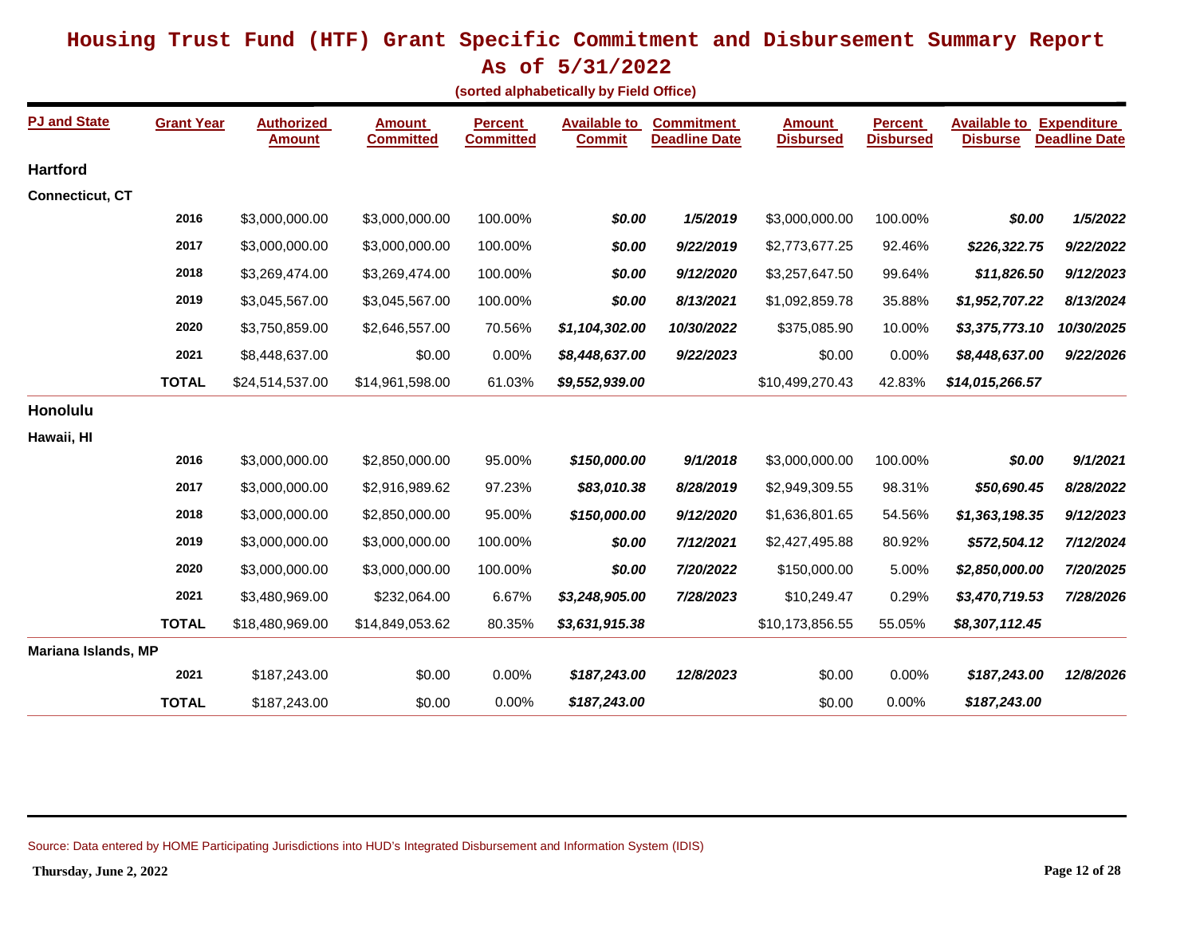# Housing Trust Fund (HTF) Grant Specific Commitment and Disbursement Summary Report

## As of 5/31/2022

**(sorted alphabetically by Field Office)**

| PJ and State | Grant Year | Authorized Amount | Amount Committed | Percent Committed | Available to Commit | Commitment Deadline Date | Amount Disbursed | Percent Disbursed | Available to Disburse | Expenditure Deadline Date |
|---|---|---|---|---|---|---|---|---|---|---|
| **Hartford** | | | | | | | | | | |
| **Connecticut, CT** | | | | | | | | | | |
| | **2016** | $3,000,000.00 | $3,000,000.00 | 100.00% | ***$0.00*** | ***1/5/2019*** | $3,000,000.00 | 100.00% | ***$0.00*** | ***1/5/2022*** |
| | **2017** | $3,000,000.00 | $3,000,000.00 | 100.00% | ***$0.00*** | ***9/22/2019*** | $2,773,677.25 | 92.46% | ***$226,322.75*** | ***9/22/2022*** |
| | **2018** | $3,269,474.00 | $3,269,474.00 | 100.00% | ***$0.00*** | ***9/12/2020*** | $3,257,647.50 | 99.64% | ***$11,826.50*** | ***9/12/2023*** |
| | **2019** | $3,045,567.00 | $3,045,567.00 | 100.00% | ***$0.00*** | ***8/13/2021*** | $1,092,859.78 | 35.88% | ***$1,952,707.22*** | ***8/13/2024*** |
| | **2020** | $3,750,859.00 | $2,646,557.00 | 70.56% | ***$1,104,302.00*** | ***10/30/2022*** | $375,085.90 | 10.00% | ***$3,375,773.10*** | ***10/30/2025*** |
| | **2021** | $8,448,637.00 | $0.00 | 0.00% | ***$8,448,637.00*** | ***9/22/2023*** | $0.00 | 0.00% | ***$8,448,637.00*** | ***9/22/2026*** |
| | **TOTAL** | $24,514,537.00 | $14,961,598.00 | 61.03% | ***$9,552,939.00*** | | $10,499,270.43 | 42.83% | ***$14,015,266.57*** | |
| **Honolulu** | | | | | | | | | | |
| **Hawaii, HI** | | | | | | | | | | |
| | **2016** | $3,000,000.00 | $2,850,000.00 | 95.00% | ***$150,000.00*** | ***9/1/2018*** | $3,000,000.00 | 100.00% | ***$0.00*** | ***9/1/2021*** |
| | **2017** | $3,000,000.00 | $2,916,989.62 | 97.23% | ***$83,010.38*** | ***8/28/2019*** | $2,949,309.55 | 98.31% | ***$50,690.45*** | ***8/28/2022*** |
| | **2018** | $3,000,000.00 | $2,850,000.00 | 95.00% | ***$150,000.00*** | ***9/12/2020*** | $1,636,801.65 | 54.56% | ***$1,363,198.35*** | ***9/12/2023*** |
| | **2019** | $3,000,000.00 | $3,000,000.00 | 100.00% | ***$0.00*** | ***7/12/2021*** | $2,427,495.88 | 80.92% | ***$572,504.12*** | ***7/12/2024*** |
| | **2020** | $3,000,000.00 | $3,000,000.00 | 100.00% | ***$0.00*** | ***7/20/2022*** | $150,000.00 | 5.00% | ***$2,850,000.00*** | ***7/20/2025*** |
| | **2021** | $3,480,969.00 | $232,064.00 | 6.67% | ***$3,248,905.00*** | ***7/28/2023*** | $10,249.47 | 0.29% | ***$3,470,719.53*** | ***7/28/2026*** |
| | **TOTAL** | $18,480,969.00 | $14,849,053.62 | 80.35% | ***$3,631,915.38*** | | $10,173,856.55 | 55.05% | ***$8,307,112.45*** | |
| **Mariana Islands, MP** | | | | | | | | | | |
| | **2021** | $187,243.00 | $0.00 | 0.00% | ***$187,243.00*** | ***12/8/2023*** | $0.00 | 0.00% | ***$187,243.00*** | ***12/8/2026*** |
| | **TOTAL** | $187,243.00 | $0.00 | 0.00% | ***$187,243.00*** | | $0.00 | 0.00% | ***$187,243.00*** | |

Source: Data entered by HOME Participating Jurisdictions into HUD's Integrated Disbursement and Information System (IDIS)

**Thursday, June 2, 2022**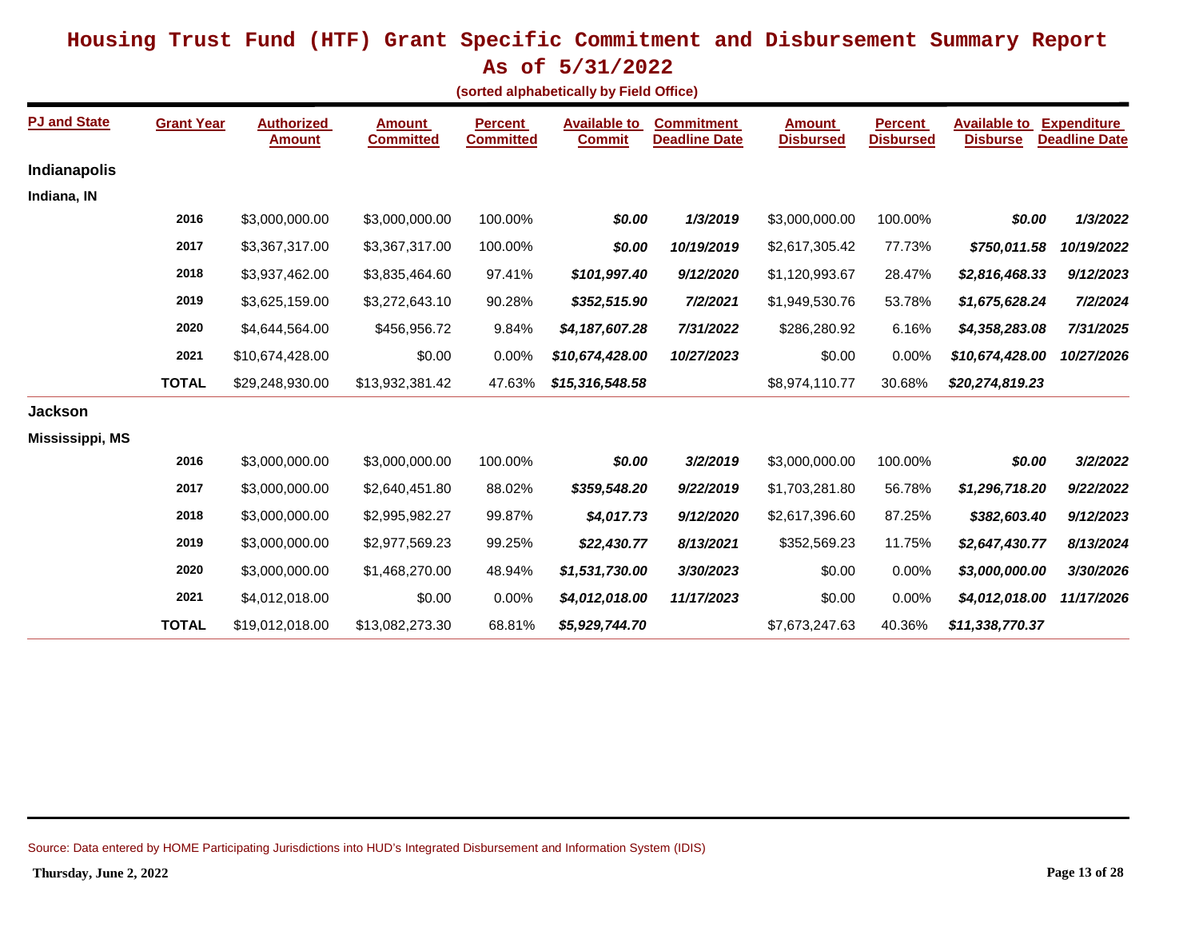# Housing Trust Fund (HTF) Grant Specific Commitment and Disbursement Summary Report

## As of 5/31/2022

**(sorted alphabetically by Field Office)**

| PJ and State | Grant Year | Authorized Amount | Amount Committed | Percent Committed | Available to Commit | Commitment Deadline Date | Amount Disbursed | Percent Disbursed | Available to Disburse | Expenditure Deadline Date |
|---|---|---|---|---|---|---|---|---|---|---|
| **Indianapolis** | | | | | | | | | | |
| **Indiana, IN** | | | | | | | | | | |
| | 2016 | $3,000,000.00 | $3,000,000.00 | 100.00% | *$0.00* | *1/3/2019* | $3,000,000.00 | 100.00% | *$0.00* | *1/3/2022* |
| | 2017 | $3,367,317.00 | $3,367,317.00 | 100.00% | *$0.00* | *10/19/2019* | $2,617,305.42 | 77.73% | *$750,011.58* | *10/19/2022* |
| | 2018 | $3,937,462.00 | $3,835,464.60 | 97.41% | *$101,997.40* | *9/12/2020* | $1,120,993.67 | 28.47% | *$2,816,468.33* | *9/12/2023* |
| | 2019 | $3,625,159.00 | $3,272,643.10 | 90.28% | *$352,515.90* | *7/2/2021* | $1,949,530.76 | 53.78% | *$1,675,628.24* | *7/2/2024* |
| | 2020 | $4,644,564.00 | $456,956.72 | 9.84% | *$4,187,607.28* | *7/31/2022* | $286,280.92 | 6.16% | *$4,358,283.08* | *7/31/2025* |
| | 2021 | $10,674,428.00 | $0.00 | 0.00% | *$10,674,428.00* | *10/27/2023* | $0.00 | 0.00% | *$10,674,428.00* | *10/27/2026* |
| | **TOTAL** | $29,248,930.00 | $13,932,381.42 | 47.63% | *$15,316,548.58* | | $8,974,110.77 | 30.68% | *$20,274,819.23* | |
| **Jackson** | | | | | | | | | | |
| **Mississippi, MS** | | | | | | | | | | |
| | 2016 | $3,000,000.00 | $3,000,000.00 | 100.00% | *$0.00* | *3/2/2019* | $3,000,000.00 | 100.00% | *$0.00* | *3/2/2022* |
| | 2017 | $3,000,000.00 | $2,640,451.80 | 88.02% | *$359,548.20* | *9/22/2019* | $1,703,281.80 | 56.78% | *$1,296,718.20* | *9/22/2022* |
| | 2018 | $3,000,000.00 | $2,995,982.27 | 99.87% | *$4,017.73* | *9/12/2020* | $2,617,396.60 | 87.25% | *$382,603.40* | *9/12/2023* |
| | 2019 | $3,000,000.00 | $2,977,569.23 | 99.25% | *$22,430.77* | *8/13/2021* | $352,569.23 | 11.75% | *$2,647,430.77* | *8/13/2024* |
| | 2020 | $3,000,000.00 | $1,468,270.00 | 48.94% | *$1,531,730.00* | *3/30/2023* | $0.00 | 0.00% | *$3,000,000.00* | *3/30/2026* |
| | 2021 | $4,012,018.00 | $0.00 | 0.00% | *$4,012,018.00* | *11/17/2023* | $0.00 | 0.00% | *$4,012,018.00* | *11/17/2026* |
| | **TOTAL** | $19,012,018.00 | $13,082,273.30 | 68.81% | *$5,929,744.70* | | $7,673,247.63 | 40.36% | *$11,338,770.37* | |

Source: Data entered by HOME Participating Jurisdictions into HUD's Integrated Disbursement and Information System (IDIS)

**Thursday, June 2, 2022**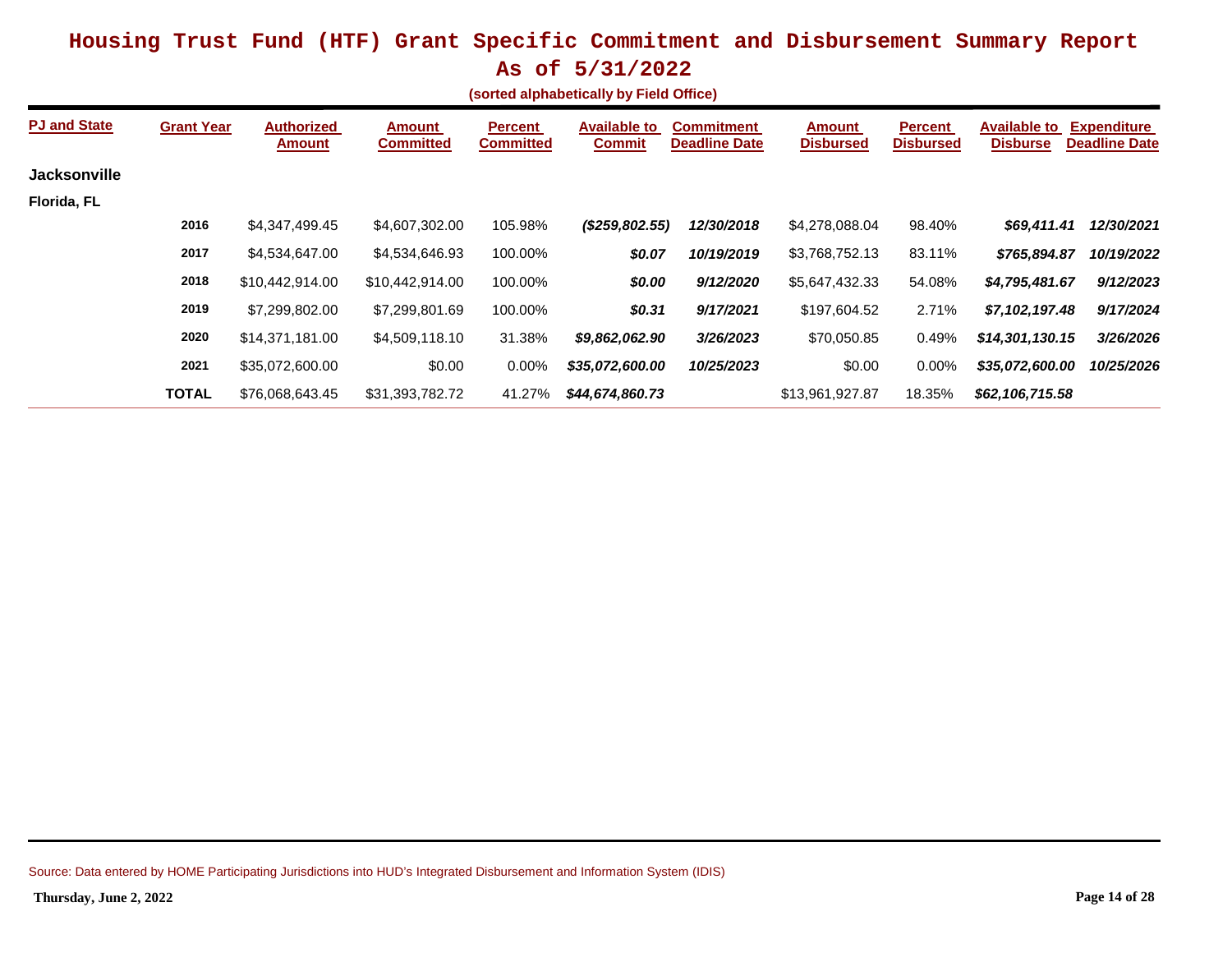# Housing Trust Fund (HTF) Grant Specific Commitment and Disbursement Summary Report

## As of 5/31/2022

**(sorted alphabetically by Field Office)**

| PJ and State | Grant Year | Authorized Amount | Amount Committed | Percent Committed | Available to Commit | Commitment Deadline Date | Amount Disbursed | Percent Disbursed | Available to Disburse | Expenditure Deadline Date |
|---|---|---|---|---|---|---|---|---|---|---|
| **Jacksonville** | | | | | | | | | | |
| **Florida, FL** | | | | | | | | | | |
| | **2016** | $4,347,499.45 | $4,607,302.00 | 105.98% | ***($259,802.55)*** | ***12/30/2018*** | $4,278,088.04 | 98.40% | ***$69,411.41*** | ***12/30/2021*** |
| | **2017** | $4,534,647.00 | $4,534,646.93 | 100.00% | ***$0.07*** | ***10/19/2019*** | $3,768,752.13 | 83.11% | ***$765,894.87*** | ***10/19/2022*** |
| | **2018** | $10,442,914.00 | $10,442,914.00 | 100.00% | ***$0.00*** | ***9/12/2020*** | $5,647,432.33 | 54.08% | ***$4,795,481.67*** | ***9/12/2023*** |
| | **2019** | $7,299,802.00 | $7,299,801.69 | 100.00% | ***$0.31*** | ***9/17/2021*** | $197,604.52 | 2.71% | ***$7,102,197.48*** | ***9/17/2024*** |
| | **2020** | $14,371,181.00 | $4,509,118.10 | 31.38% | ***$9,862,062.90*** | ***3/26/2023*** | $70,050.85 | 0.49% | ***$14,301,130.15*** | ***3/26/2026*** |
| | **2021** | $35,072,600.00 | $0.00 | 0.00% | ***$35,072,600.00*** | ***10/25/2023*** | $0.00 | 0.00% | ***$35,072,600.00*** | ***10/25/2026*** |
| | **TOTAL** | $76,068,643.45 | $31,393,782.72 | 41.27% | ***$44,674,860.73*** | | $13,961,927.87 | 18.35% | ***$62,106,715.58*** | |

Source: Data entered by HOME Participating Jurisdictions into HUD's Integrated Disbursement and Information System (IDIS)

**Thursday, June 2, 2022**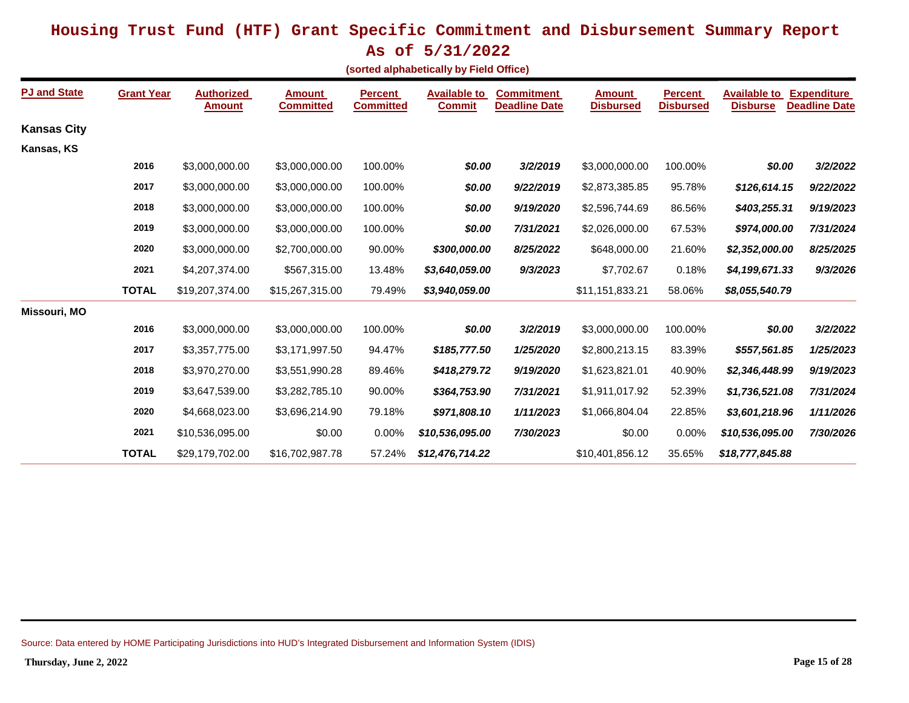# Housing Trust Fund (HTF) Grant Specific Commitment and Disbursement Summary Report

## As of 5/31/2022

**(sorted alphabetically by Field Office)**

| PJ and State | Grant Year | Authorized Amount | Amount Committed | Percent Committed | Available to Commit | Commitment Deadline Date | Amount Disbursed | Percent Disbursed | Available to Disburse | Expenditure Deadline Date |
|---|---|---|---|---|---|---|---|---|---|---|
| **Kansas City** | | | | | | | | | | |
| **Kansas, KS** | | | | | | | | | | |
| | **2016** | $3,000,000.00 | $3,000,000.00 | 100.00% | ***$0.00*** | ***3/2/2019*** | $3,000,000.00 | 100.00% | ***$0.00*** | ***3/2/2022*** |
| | **2017** | $3,000,000.00 | $3,000,000.00 | 100.00% | ***$0.00*** | ***9/22/2019*** | $2,873,385.85 | 95.78% | ***$126,614.15*** | ***9/22/2022*** |
| | **2018** | $3,000,000.00 | $3,000,000.00 | 100.00% | ***$0.00*** | ***9/19/2020*** | $2,596,744.69 | 86.56% | ***$403,255.31*** | ***9/19/2023*** |
| | **2019** | $3,000,000.00 | $3,000,000.00 | 100.00% | ***$0.00*** | ***7/31/2021*** | $2,026,000.00 | 67.53% | ***$974,000.00*** | ***7/31/2024*** |
| | **2020** | $3,000,000.00 | $2,700,000.00 | 90.00% | ***$300,000.00*** | ***8/25/2022*** | $648,000.00 | 21.60% | ***$2,352,000.00*** | ***8/25/2025*** |
| | **2021** | $4,207,374.00 | $567,315.00 | 13.48% | ***$3,640,059.00*** | ***9/3/2023*** | $7,702.67 | 0.18% | ***$4,199,671.33*** | ***9/3/2026*** |
| | **TOTAL** | $19,207,374.00 | $15,267,315.00 | 79.49% | ***$3,940,059.00*** | | $11,151,833.21 | 58.06% | ***$8,055,540.79*** | |
| **Missouri, MO** | | | | | | | | | | |
| | **2016** | $3,000,000.00 | $3,000,000.00 | 100.00% | ***$0.00*** | ***3/2/2019*** | $3,000,000.00 | 100.00% | ***$0.00*** | ***3/2/2022*** |
| | **2017** | $3,357,775.00 | $3,171,997.50 | 94.47% | ***$185,777.50*** | ***1/25/2020*** | $2,800,213.15 | 83.39% | ***$557,561.85*** | ***1/25/2023*** |
| | **2018** | $3,970,270.00 | $3,551,990.28 | 89.46% | ***$418,279.72*** | ***9/19/2020*** | $1,623,821.01 | 40.90% | ***$2,346,448.99*** | ***9/19/2023*** |
| | **2019** | $3,647,539.00 | $3,282,785.10 | 90.00% | ***$364,753.90*** | ***7/31/2021*** | $1,911,017.92 | 52.39% | ***$1,736,521.08*** | ***7/31/2024*** |
| | **2020** | $4,668,023.00 | $3,696,214.90 | 79.18% | ***$971,808.10*** | ***1/11/2023*** | $1,066,804.04 | 22.85% | ***$3,601,218.96*** | ***1/11/2026*** |
| | **2021** | $10,536,095.00 | $0.00 | 0.00% | ***$10,536,095.00*** | ***7/30/2023*** | $0.00 | 0.00% | ***$10,536,095.00*** | ***7/30/2026*** |
| | **TOTAL** | $29,179,702.00 | $16,702,987.78 | 57.24% | ***$12,476,714.22*** | | $10,401,856.12 | 35.65% | ***$18,777,845.88*** | |

Source: Data entered by HOME Participating Jurisdictions into HUD's Integrated Disbursement and Information System (IDIS)

**Thursday, June 2, 2022**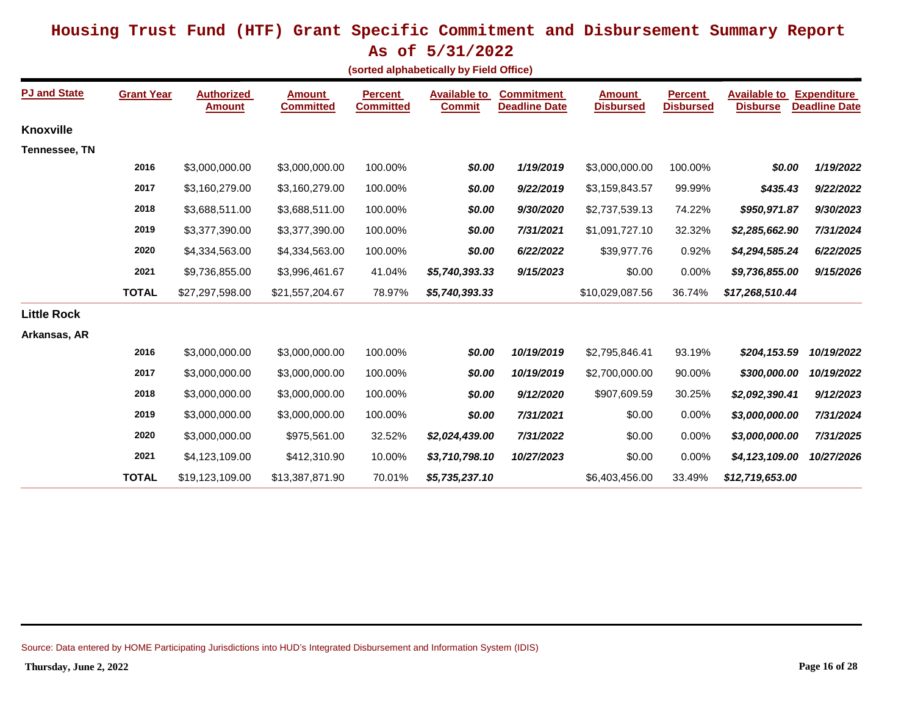# Housing Trust Fund (HTF) Grant Specific Commitment and Disbursement Summary Report

## As of 5/31/2022

**(sorted alphabetically by Field Office)**

| PJ and State | Grant Year | Authorized Amount | Amount Committed | Percent Committed | Available to Commit | Commitment Deadline Date | Amount Disbursed | Percent Disbursed | Available to Disburse | Expenditure Deadline Date |
|---|---|---|---|---|---|---|---|---|---|---|
| **Knoxville** | | | | | | | | | | |
| **Tennessee, TN** | | | | | | | | | | |
| | **2016** | $3,000,000.00 | $3,000,000.00 | 100.00% | ***$0.00*** | ***1/19/2019*** | $3,000,000.00 | 100.00% | ***$0.00*** | ***1/19/2022*** |
| | **2017** | $3,160,279.00 | $3,160,279.00 | 100.00% | ***$0.00*** | ***9/22/2019*** | $3,159,843.57 | 99.99% | ***$435.43*** | ***9/22/2022*** |
| | **2018** | $3,688,511.00 | $3,688,511.00 | 100.00% | ***$0.00*** | ***9/30/2020*** | $2,737,539.13 | 74.22% | ***$950,971.87*** | ***9/30/2023*** |
| | **2019** | $3,377,390.00 | $3,377,390.00 | 100.00% | ***$0.00*** | ***7/31/2021*** | $1,091,727.10 | 32.32% | ***$2,285,662.90*** | ***7/31/2024*** |
| | **2020** | $4,334,563.00 | $4,334,563.00 | 100.00% | ***$0.00*** | ***6/22/2022*** | $39,977.76 | 0.92% | ***$4,294,585.24*** | ***6/22/2025*** |
| | **2021** | $9,736,855.00 | $3,996,461.67 | 41.04% | ***$5,740,393.33*** | ***9/15/2023*** | $0.00 | 0.00% | ***$9,736,855.00*** | ***9/15/2026*** |
| | **TOTAL** | $27,297,598.00 | $21,557,204.67 | 78.97% | ***$5,740,393.33*** | | $10,029,087.56 | 36.74% | ***$17,268,510.44*** | |
| **Little Rock** | | | | | | | | | | |
| **Arkansas, AR** | | | | | | | | | | |
| | **2016** | $3,000,000.00 | $3,000,000.00 | 100.00% | ***$0.00*** | ***10/19/2019*** | $2,795,846.41 | 93.19% | ***$204,153.59*** | ***10/19/2022*** |
| | **2017** | $3,000,000.00 | $3,000,000.00 | 100.00% | ***$0.00*** | ***10/19/2019*** | $2,700,000.00 | 90.00% | ***$300,000.00*** | ***10/19/2022*** |
| | **2018** | $3,000,000.00 | $3,000,000.00 | 100.00% | ***$0.00*** | ***9/12/2020*** | $907,609.59 | 30.25% | ***$2,092,390.41*** | ***9/12/2023*** |
| | **2019** | $3,000,000.00 | $3,000,000.00 | 100.00% | ***$0.00*** | ***7/31/2021*** | $0.00 | 0.00% | ***$3,000,000.00*** | ***7/31/2024*** |
| | **2020** | $3,000,000.00 | $975,561.00 | 32.52% | ***$2,024,439.00*** | ***7/31/2022*** | $0.00 | 0.00% | ***$3,000,000.00*** | ***7/31/2025*** |
| | **2021** | $4,123,109.00 | $412,310.90 | 10.00% | ***$3,710,798.10*** | ***10/27/2023*** | $0.00 | 0.00% | ***$4,123,109.00*** | ***10/27/2026*** |
| | **TOTAL** | $19,123,109.00 | $13,387,871.90 | 70.01% | ***$5,735,237.10*** | | $6,403,456.00 | 33.49% | ***$12,719,653.00*** | |

Source: Data entered by HOME Participating Jurisdictions into HUD's Integrated Disbursement and Information System (IDIS)

**Thursday, June 2, 2022**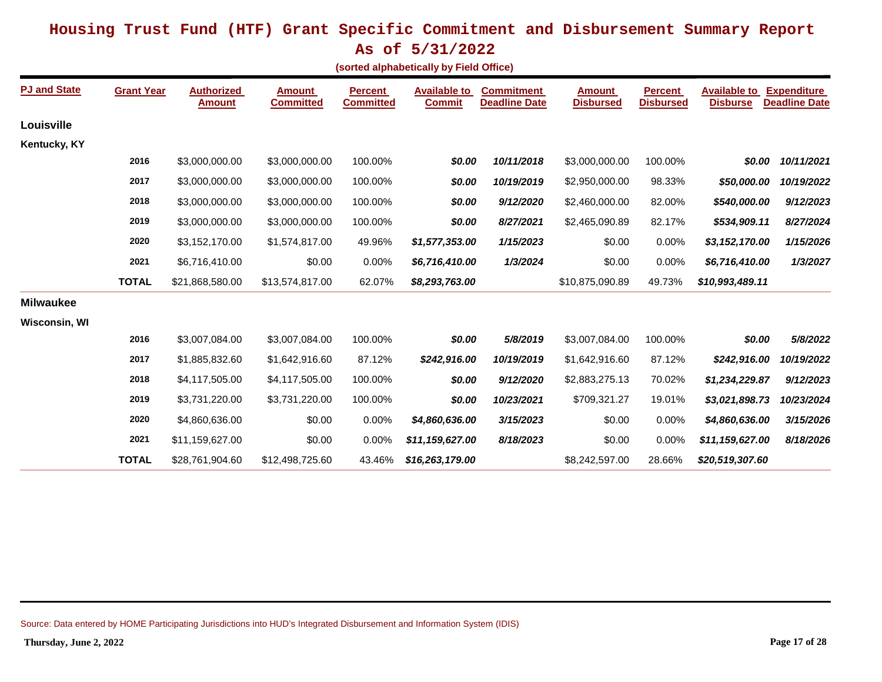# Housing Trust Fund (HTF) Grant Specific Commitment and Disbursement Summary Report

## As of 5/31/2022

**(sorted alphabetically by Field Office)**

| PJ and State | Grant Year | Authorized Amount | Amount Committed | Percent Committed | Available to Commit | Commitment Deadline Date | Amount Disbursed | Percent Disbursed | Available to Disburse | Expenditure Deadline Date |
|---|---|---|---|---|---|---|---|---|---|---|
| **Louisville** | | | | | | | | | | |
| **Kentucky, KY** | | | | | | | | | | |
| | **2016** | $3,000,000.00 | $3,000,000.00 | 100.00% | ***$0.00*** | ***10/11/2018*** | $3,000,000.00 | 100.00% | ***$0.00*** | ***10/11/2021*** |
| | **2017** | $3,000,000.00 | $3,000,000.00 | 100.00% | ***$0.00*** | ***10/19/2019*** | $2,950,000.00 | 98.33% | ***$50,000.00*** | ***10/19/2022*** |
| | **2018** | $3,000,000.00 | $3,000,000.00 | 100.00% | ***$0.00*** | ***9/12/2020*** | $2,460,000.00 | 82.00% | ***$540,000.00*** | ***9/12/2023*** |
| | **2019** | $3,000,000.00 | $3,000,000.00 | 100.00% | ***$0.00*** | ***8/27/2021*** | $2,465,090.89 | 82.17% | ***$534,909.11*** | ***8/27/2024*** |
| | **2020** | $3,152,170.00 | $1,574,817.00 | 49.96% | ***$1,577,353.00*** | ***1/15/2023*** | $0.00 | 0.00% | ***$3,152,170.00*** | ***1/15/2026*** |
| | **2021** | $6,716,410.00 | $0.00 | 0.00% | ***$6,716,410.00*** | ***1/3/2024*** | $0.00 | 0.00% | ***$6,716,410.00*** | ***1/3/2027*** |
| | **TOTAL** | $21,868,580.00 | $13,574,817.00 | 62.07% | ***$8,293,763.00*** | | $10,875,090.89 | 49.73% | ***$10,993,489.11*** | |
| **Milwaukee** | | | | | | | | | | |
| **Wisconsin, WI** | | | | | | | | | | |
| | **2016** | $3,007,084.00 | $3,007,084.00 | 100.00% | ***$0.00*** | ***5/8/2019*** | $3,007,084.00 | 100.00% | ***$0.00*** | ***5/8/2022*** |
| | **2017** | $1,885,832.60 | $1,642,916.60 | 87.12% | ***$242,916.00*** | ***10/19/2019*** | $1,642,916.60 | 87.12% | ***$242,916.00*** | ***10/19/2022*** |
| | **2018** | $4,117,505.00 | $4,117,505.00 | 100.00% | ***$0.00*** | ***9/12/2020*** | $2,883,275.13 | 70.02% | ***$1,234,229.87*** | ***9/12/2023*** |
| | **2019** | $3,731,220.00 | $3,731,220.00 | 100.00% | ***$0.00*** | ***10/23/2021*** | $709,321.27 | 19.01% | ***$3,021,898.73*** | ***10/23/2024*** |
| | **2020** | $4,860,636.00 | $0.00 | 0.00% | ***$4,860,636.00*** | ***3/15/2023*** | $0.00 | 0.00% | ***$4,860,636.00*** | ***3/15/2026*** |
| | **2021** | $11,159,627.00 | $0.00 | 0.00% | ***$11,159,627.00*** | ***8/18/2023*** | $0.00 | 0.00% | ***$11,159,627.00*** | ***8/18/2026*** |
| | **TOTAL** | $28,761,904.60 | $12,498,725.60 | 43.46% | ***$16,263,179.00*** | | $8,242,597.00 | 28.66% | ***$20,519,307.60*** | |

Source: Data entered by HOME Participating Jurisdictions into HUD's Integrated Disbursement and Information System (IDIS)

**Thursday, June 2, 2022**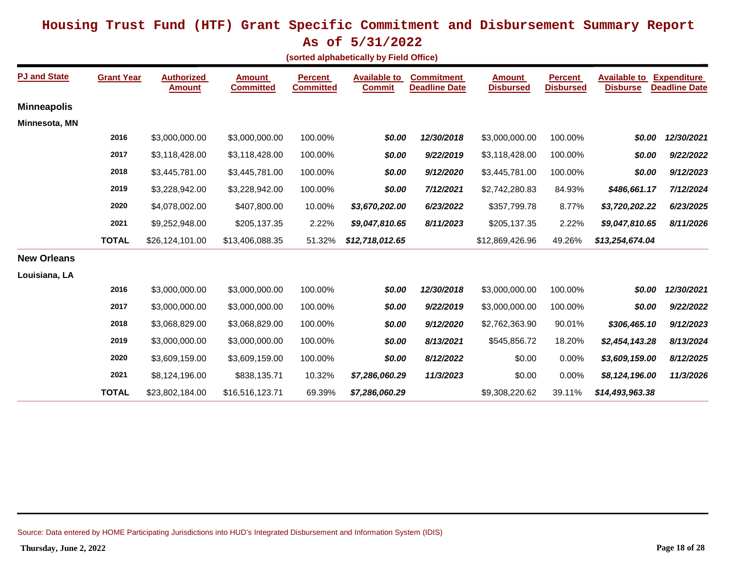# Housing Trust Fund (HTF) Grant Specific Commitment and Disbursement Summary Report

## As of 5/31/2022

**(sorted alphabetically by Field Office)**

| PJ and State | Grant Year | Authorized Amount | Amount Committed | Percent Committed | Available to Commit | Commitment Deadline Date | Amount Disbursed | Percent Disbursed | Available to Disburse | Expenditure Deadline Date |
|---|---|---|---|---|---|---|---|---|---|---|
| **Minneapolis** | | | | | | | | | | |
| **Minnesota, MN** | | | | | | | | | | |
| | 2016 | $3,000,000.00 | $3,000,000.00 | 100.00% | *$0.00* | *12/30/2018* | $3,000,000.00 | 100.00% | *$0.00* | *12/30/2021* |
| | 2017 | $3,118,428.00 | $3,118,428.00 | 100.00% | *$0.00* | *9/22/2019* | $3,118,428.00 | 100.00% | *$0.00* | *9/22/2022* |
| | 2018 | $3,445,781.00 | $3,445,781.00 | 100.00% | *$0.00* | *9/12/2020* | $3,445,781.00 | 100.00% | *$0.00* | *9/12/2023* |
| | 2019 | $3,228,942.00 | $3,228,942.00 | 100.00% | *$0.00* | *7/12/2021* | $2,742,280.83 | 84.93% | *$486,661.17* | *7/12/2024* |
| | 2020 | $4,078,002.00 | $407,800.00 | 10.00% | *$3,670,202.00* | *6/23/2022* | $357,799.78 | 8.77% | *$3,720,202.22* | *6/23/2025* |
| | 2021 | $9,252,948.00 | $205,137.35 | 2.22% | *$9,047,810.65* | *8/11/2023* | $205,137.35 | 2.22% | *$9,047,810.65* | *8/11/2026* |
| | **TOTAL** | $26,124,101.00 | $13,406,088.35 | 51.32% | *$12,718,012.65* | | $12,869,426.96 | 49.26% | *$13,254,674.04* | |
| **New Orleans** | | | | | | | | | | |
| **Louisiana, LA** | | | | | | | | | | |
| | 2016 | $3,000,000.00 | $3,000,000.00 | 100.00% | *$0.00* | *12/30/2018* | $3,000,000.00 | 100.00% | *$0.00* | *12/30/2021* |
| | 2017 | $3,000,000.00 | $3,000,000.00 | 100.00% | *$0.00* | *9/22/2019* | $3,000,000.00 | 100.00% | *$0.00* | *9/22/2022* |
| | 2018 | $3,068,829.00 | $3,068,829.00 | 100.00% | *$0.00* | *9/12/2020* | $2,762,363.90 | 90.01% | *$306,465.10* | *9/12/2023* |
| | 2019 | $3,000,000.00 | $3,000,000.00 | 100.00% | *$0.00* | *8/13/2021* | $545,856.72 | 18.20% | *$2,454,143.28* | *8/13/2024* |
| | 2020 | $3,609,159.00 | $3,609,159.00 | 100.00% | *$0.00* | *8/12/2022* | $0.00 | 0.00% | *$3,609,159.00* | *8/12/2025* |
| | 2021 | $8,124,196.00 | $838,135.71 | 10.32% | *$7,286,060.29* | *11/3/2023* | $0.00 | 0.00% | *$8,124,196.00* | *11/3/2026* |
| | **TOTAL** | $23,802,184.00 | $16,516,123.71 | 69.39% | *$7,286,060.29* | | $9,308,220.62 | 39.11% | *$14,493,963.38* | |

Source: Data entered by HOME Participating Jurisdictions into HUD's Integrated Disbursement and Information System (IDIS)

**Thursday, June 2, 2022**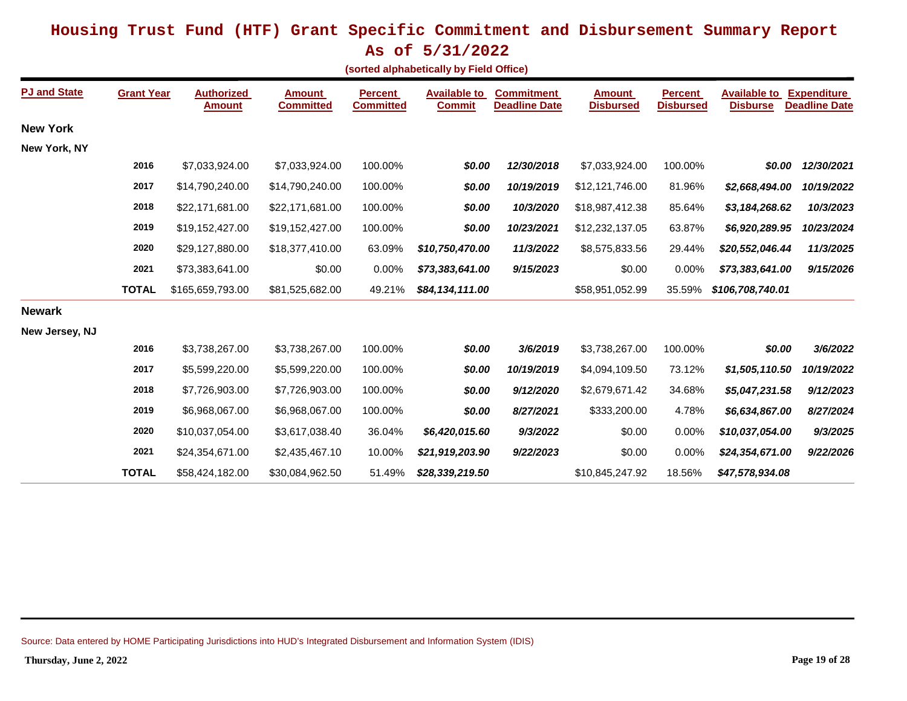# Housing Trust Fund (HTF) Grant Specific Commitment and Disbursement Summary Report

## As of 5/31/2022

**(sorted alphabetically by Field Office)**

| PJ and State | Grant Year | Authorized Amount | Amount Committed | Percent Committed | Available to Commit | Commitment Deadline Date | Amount Disbursed | Percent Disbursed | Available to Disburse | Expenditure Deadline Date |
|---|---|---|---|---|---|---|---|---|---|---|
| **New York** | | | | | | | | | | |
| **New York, NY** | | | | | | | | | | |
| | **2016** | $7,033,924.00 | $7,033,924.00 | 100.00% | ***$0.00*** | ***12/30/2018*** | $7,033,924.00 | 100.00% | ***$0.00*** | ***12/30/2021*** |
| | **2017** | $14,790,240.00 | $14,790,240.00 | 100.00% | ***$0.00*** | ***10/19/2019*** | $12,121,746.00 | 81.96% | ***$2,668,494.00*** | ***10/19/2022*** |
| | **2018** | $22,171,681.00 | $22,171,681.00 | 100.00% | ***$0.00*** | ***10/3/2020*** | $18,987,412.38 | 85.64% | ***$3,184,268.62*** | ***10/3/2023*** |
| | **2019** | $19,152,427.00 | $19,152,427.00 | 100.00% | ***$0.00*** | ***10/23/2021*** | $12,232,137.05 | 63.87% | ***$6,920,289.95*** | ***10/23/2024*** |
| | **2020** | $29,127,880.00 | $18,377,410.00 | 63.09% | ***$10,750,470.00*** | ***11/3/2022*** | $8,575,833.56 | 29.44% | ***$20,552,046.44*** | ***11/3/2025*** |
| | **2021** | $73,383,641.00 | $0.00 | 0.00% | ***$73,383,641.00*** | ***9/15/2023*** | $0.00 | 0.00% | ***$73,383,641.00*** | ***9/15/2026*** |
| | **TOTAL** | $165,659,793.00 | $81,525,682.00 | 49.21% | ***$84,134,111.00*** | | $58,951,052.99 | 35.59% | ***$106,708,740.01*** | |
| **Newark** | | | | | | | | | | |
| **New Jersey, NJ** | | | | | | | | | | |
| | **2016** | $3,738,267.00 | $3,738,267.00 | 100.00% | ***$0.00*** | ***3/6/2019*** | $3,738,267.00 | 100.00% | ***$0.00*** | ***3/6/2022*** |
| | **2017** | $5,599,220.00 | $5,599,220.00 | 100.00% | ***$0.00*** | ***10/19/2019*** | $4,094,109.50 | 73.12% | ***$1,505,110.50*** | ***10/19/2022*** |
| | **2018** | $7,726,903.00 | $7,726,903.00 | 100.00% | ***$0.00*** | ***9/12/2020*** | $2,679,671.42 | 34.68% | ***$5,047,231.58*** | ***9/12/2023*** |
| | **2019** | $6,968,067.00 | $6,968,067.00 | 100.00% | ***$0.00*** | ***8/27/2021*** | $333,200.00 | 4.78% | ***$6,634,867.00*** | ***8/27/2024*** |
| | **2020** | $10,037,054.00 | $3,617,038.40 | 36.04% | ***$6,420,015.60*** | ***9/3/2022*** | $0.00 | 0.00% | ***$10,037,054.00*** | ***9/3/2025*** |
| | **2021** | $24,354,671.00 | $2,435,467.10 | 10.00% | ***$21,919,203.90*** | ***9/22/2023*** | $0.00 | 0.00% | ***$24,354,671.00*** | ***9/22/2026*** |
| | **TOTAL** | $58,424,182.00 | $30,084,962.50 | 51.49% | ***$28,339,219.50*** | | $10,845,247.92 | 18.56% | ***$47,578,934.08*** | |

Source: Data entered by HOME Participating Jurisdictions into HUD's Integrated Disbursement and Information System (IDIS)

**Thursday, June 2, 2022**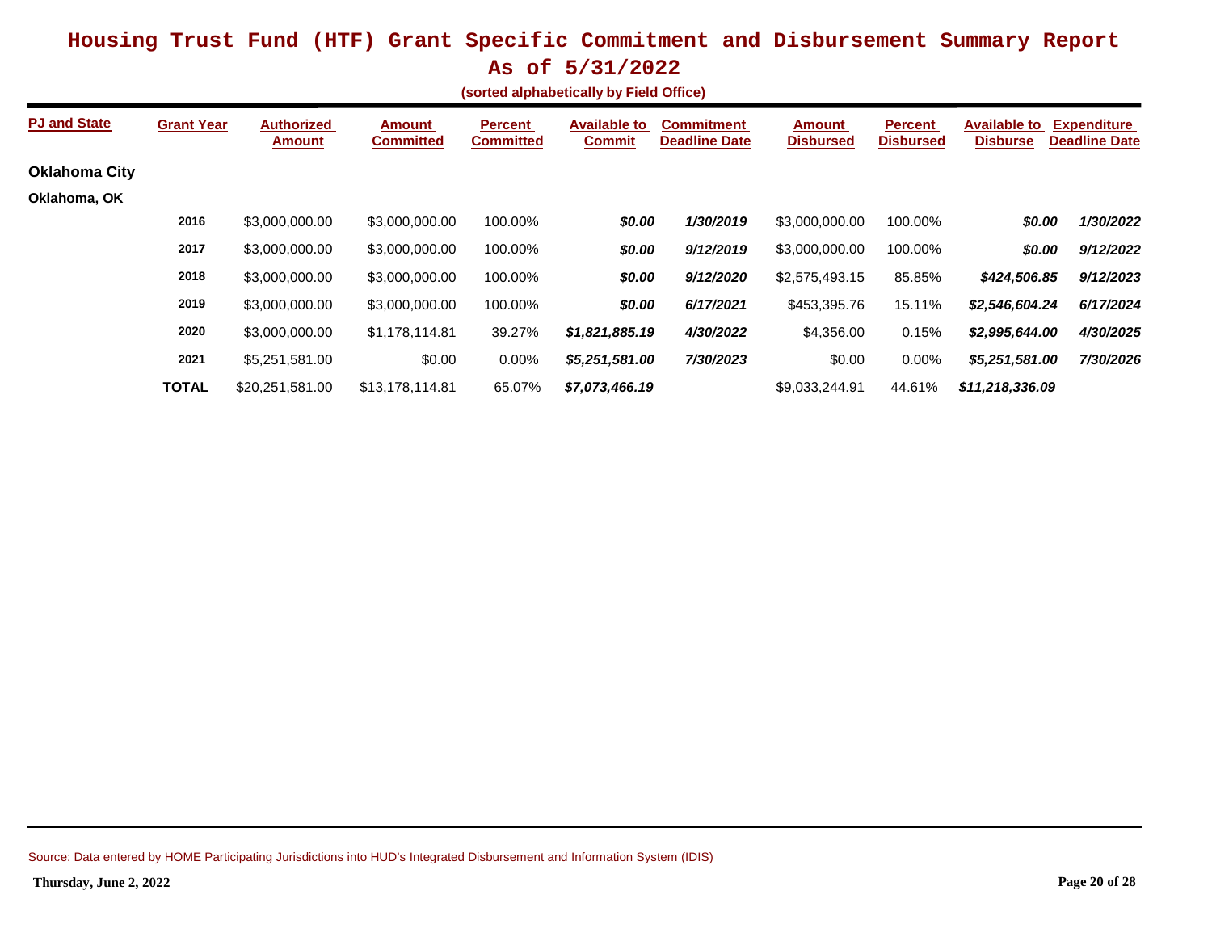# Housing Trust Fund (HTF) Grant Specific Commitment and Disbursement Summary Report

## As of 5/31/2022

**(sorted alphabetically by Field Office)**

| PJ and State | Grant Year | Authorized Amount | Amount Committed | Percent Committed | Available to Commit | Commitment Deadline Date | Amount Disbursed | Percent Disbursed | Available to Disburse | Expenditure Deadline Date |
|---|---|---|---|---|---|---|---|---|---|---|
| **Oklahoma City** | | | | | | | | | | |
| **Oklahoma, OK** | | | | | | | | | | |
| | **2016** | $3,000,000.00 | $3,000,000.00 | 100.00% | ***$0.00*** | ***1/30/2019*** | $3,000,000.00 | 100.00% | ***$0.00*** | ***1/30/2022*** |
| | **2017** | $3,000,000.00 | $3,000,000.00 | 100.00% | ***$0.00*** | ***9/12/2019*** | $3,000,000.00 | 100.00% | ***$0.00*** | ***9/12/2022*** |
| | **2018** | $3,000,000.00 | $3,000,000.00 | 100.00% | ***$0.00*** | ***9/12/2020*** | $2,575,493.15 | 85.85% | ***$424,506.85*** | ***9/12/2023*** |
| | **2019** | $3,000,000.00 | $3,000,000.00 | 100.00% | ***$0.00*** | ***6/17/2021*** | $453,395.76 | 15.11% | ***$2,546,604.24*** | ***6/17/2024*** |
| | **2020** | $3,000,000.00 | $1,178,114.81 | 39.27% | ***$1,821,885.19*** | ***4/30/2022*** | $4,356.00 | 0.15% | ***$2,995,644.00*** | ***4/30/2025*** |
| | **2021** | $5,251,581.00 | $0.00 | 0.00% | ***$5,251,581.00*** | ***7/30/2023*** | $0.00 | 0.00% | ***$5,251,581.00*** | ***7/30/2026*** |
| | **TOTAL** | $20,251,581.00 | $13,178,114.81 | 65.07% | ***$7,073,466.19*** | | $9,033,244.91 | 44.61% | ***$11,218,336.09*** | |

Source: Data entered by HOME Participating Jurisdictions into HUD's Integrated Disbursement and Information System (IDIS)

**Thursday, June 2, 2022**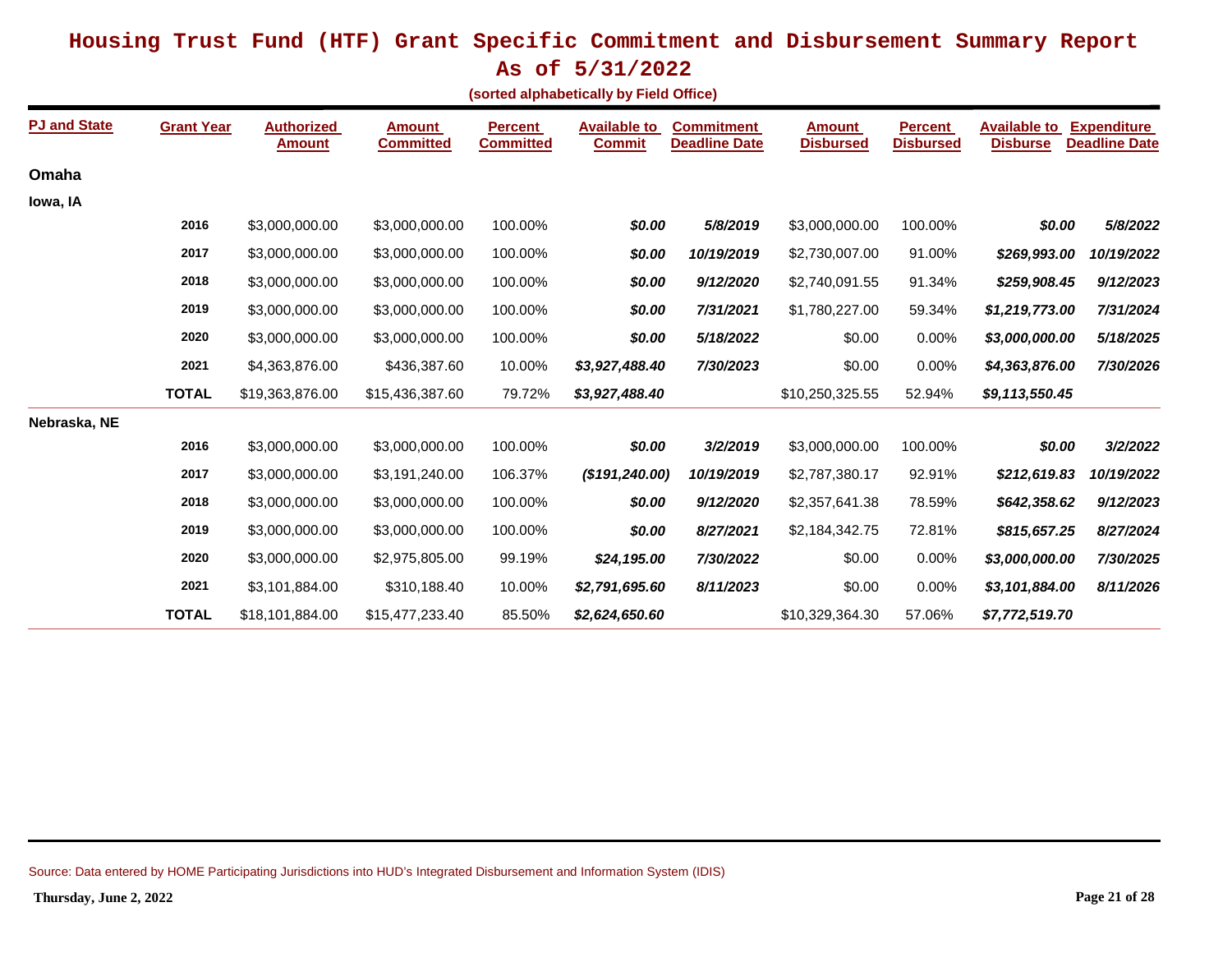# Housing Trust Fund (HTF) Grant Specific Commitment and Disbursement Summary Report

## As of 5/31/2022

**(sorted alphabetically by Field Office)**

| PJ and State | Grant Year | Authorized Amount | Amount Committed | Percent Committed | Available to Commit | Commitment Deadline Date | Amount Disbursed | Percent Disbursed | Available to Disburse | Expenditure Deadline Date |
|---|---|---|---|---|---|---|---|---|---|---|
| **Omaha** | | | | | | | | | | |
| **Iowa, IA** | | | | | | | | | | |
| | **2016** | $3,000,000.00 | $3,000,000.00 | 100.00% | ***$0.00*** | ***5/8/2019*** | $3,000,000.00 | 100.00% | ***$0.00*** | ***5/8/2022*** |
| | **2017** | $3,000,000.00 | $3,000,000.00 | 100.00% | ***$0.00*** | ***10/19/2019*** | $2,730,007.00 | 91.00% | ***$269,993.00*** | ***10/19/2022*** |
| | **2018** | $3,000,000.00 | $3,000,000.00 | 100.00% | ***$0.00*** | ***9/12/2020*** | $2,740,091.55 | 91.34% | ***$259,908.45*** | ***9/12/2023*** |
| | **2019** | $3,000,000.00 | $3,000,000.00 | 100.00% | ***$0.00*** | ***7/31/2021*** | $1,780,227.00 | 59.34% | ***$1,219,773.00*** | ***7/31/2024*** |
| | **2020** | $3,000,000.00 | $3,000,000.00 | 100.00% | ***$0.00*** | ***5/18/2022*** | $0.00 | 0.00% | ***$3,000,000.00*** | ***5/18/2025*** |
| | **2021** | $4,363,876.00 | $436,387.60 | 10.00% | ***$3,927,488.40*** | ***7/30/2023*** | $0.00 | 0.00% | ***$4,363,876.00*** | ***7/30/2026*** |
| | **TOTAL** | $19,363,876.00 | $15,436,387.60 | 79.72% | ***$3,927,488.40*** | | $10,250,325.55 | 52.94% | ***$9,113,550.45*** | |
| **Nebraska, NE** | | | | | | | | | | |
| | **2016** | $3,000,000.00 | $3,000,000.00 | 100.00% | ***$0.00*** | ***3/2/2019*** | $3,000,000.00 | 100.00% | ***$0.00*** | ***3/2/2022*** |
| | **2017** | $3,000,000.00 | $3,191,240.00 | 106.37% | ***($191,240.00)*** | ***10/19/2019*** | $2,787,380.17 | 92.91% | ***$212,619.83*** | ***10/19/2022*** |
| | **2018** | $3,000,000.00 | $3,000,000.00 | 100.00% | ***$0.00*** | ***9/12/2020*** | $2,357,641.38 | 78.59% | ***$642,358.62*** | ***9/12/2023*** |
| | **2019** | $3,000,000.00 | $3,000,000.00 | 100.00% | ***$0.00*** | ***8/27/2021*** | $2,184,342.75 | 72.81% | ***$815,657.25*** | ***8/27/2024*** |
| | **2020** | $3,000,000.00 | $2,975,805.00 | 99.19% | ***$24,195.00*** | ***7/30/2022*** | $0.00 | 0.00% | ***$3,000,000.00*** | ***7/30/2025*** |
| | **2021** | $3,101,884.00 | $310,188.40 | 10.00% | ***$2,791,695.60*** | ***8/11/2023*** | $0.00 | 0.00% | ***$3,101,884.00*** | ***8/11/2026*** |
| | **TOTAL** | $18,101,884.00 | $15,477,233.40 | 85.50% | ***$2,624,650.60*** | | $10,329,364.30 | 57.06% | ***$7,772,519.70*** | |

Source: Data entered by HOME Participating Jurisdictions into HUD's Integrated Disbursement and Information System (IDIS)

**Thursday, June 2, 2022**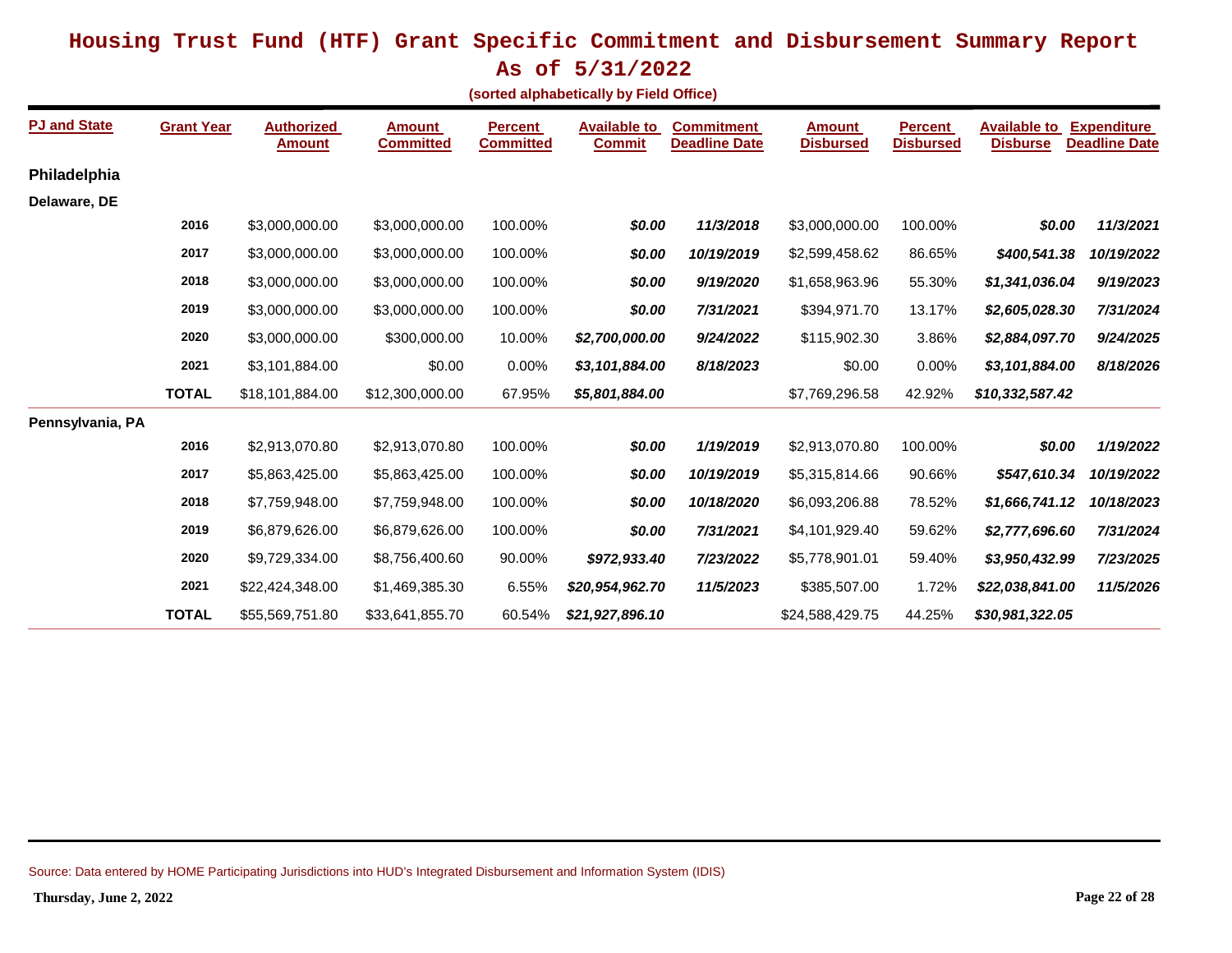# Housing Trust Fund (HTF) Grant Specific Commitment and Disbursement Summary Report

## As of 5/31/2022

**(sorted alphabetically by Field Office)**

| PJ and State | Grant Year | Authorized Amount | Amount Committed | Percent Committed | Available to Commit | Commitment Deadline Date | Amount Disbursed | Percent Disbursed | Available to Disburse | Expenditure Deadline Date |
|---|---|---|---|---|---|---|---|---|---|---|
| **Philadelphia** | | | | | | | | | | |
| **Delaware, DE** | | | | | | | | | | |
| | 2016 | $3,000,000.00 | $3,000,000.00 | 100.00% | ***$0.00*** | ***11/3/2018*** | $3,000,000.00 | 100.00% | ***$0.00*** | ***11/3/2021*** |
| | 2017 | $3,000,000.00 | $3,000,000.00 | 100.00% | ***$0.00*** | ***10/19/2019*** | $2,599,458.62 | 86.65% | ***$400,541.38*** | ***10/19/2022*** |
| | 2018 | $3,000,000.00 | $3,000,000.00 | 100.00% | ***$0.00*** | ***9/19/2020*** | $1,658,963.96 | 55.30% | ***$1,341,036.04*** | ***9/19/2023*** |
| | 2019 | $3,000,000.00 | $3,000,000.00 | 100.00% | ***$0.00*** | ***7/31/2021*** | $394,971.70 | 13.17% | ***$2,605,028.30*** | ***7/31/2024*** |
| | 2020 | $3,000,000.00 | $300,000.00 | 10.00% | ***$2,700,000.00*** | ***9/24/2022*** | $115,902.30 | 3.86% | ***$2,884,097.70*** | ***9/24/2025*** |
| | 2021 | $3,101,884.00 | $0.00 | 0.00% | ***$3,101,884.00*** | ***8/18/2023*** | $0.00 | 0.00% | ***$3,101,884.00*** | ***8/18/2026*** |
| | **TOTAL** | $18,101,884.00 | $12,300,000.00 | 67.95% | ***$5,801,884.00*** | | $7,769,296.58 | 42.92% | ***$10,332,587.42*** | |
| **Pennsylvania, PA** | | | | | | | | | | |
| | 2016 | $2,913,070.80 | $2,913,070.80 | 100.00% | ***$0.00*** | ***1/19/2019*** | $2,913,070.80 | 100.00% | ***$0.00*** | ***1/19/2022*** |
| | 2017 | $5,863,425.00 | $5,863,425.00 | 100.00% | ***$0.00*** | ***10/19/2019*** | $5,315,814.66 | 90.66% | ***$547,610.34*** | ***10/19/2022*** |
| | 2018 | $7,759,948.00 | $7,759,948.00 | 100.00% | ***$0.00*** | ***10/18/2020*** | $6,093,206.88 | 78.52% | ***$1,666,741.12*** | ***10/18/2023*** |
| | 2019 | $6,879,626.00 | $6,879,626.00 | 100.00% | ***$0.00*** | ***7/31/2021*** | $4,101,929.40 | 59.62% | ***$2,777,696.60*** | ***7/31/2024*** |
| | 2020 | $9,729,334.00 | $8,756,400.60 | 90.00% | ***$972,933.40*** | ***7/23/2022*** | $5,778,901.01 | 59.40% | ***$3,950,432.99*** | ***7/23/2025*** |
| | 2021 | $22,424,348.00 | $1,469,385.30 | 6.55% | ***$20,954,962.70*** | ***11/5/2023*** | $385,507.00 | 1.72% | ***$22,038,841.00*** | ***11/5/2026*** |
| | **TOTAL** | $55,569,751.80 | $33,641,855.70 | 60.54% | ***$21,927,896.10*** | | $24,588,429.75 | 44.25% | ***$30,981,322.05*** | |

Source: Data entered by HOME Participating Jurisdictions into HUD's Integrated Disbursement and Information System (IDIS)

**Thursday, June 2, 2022**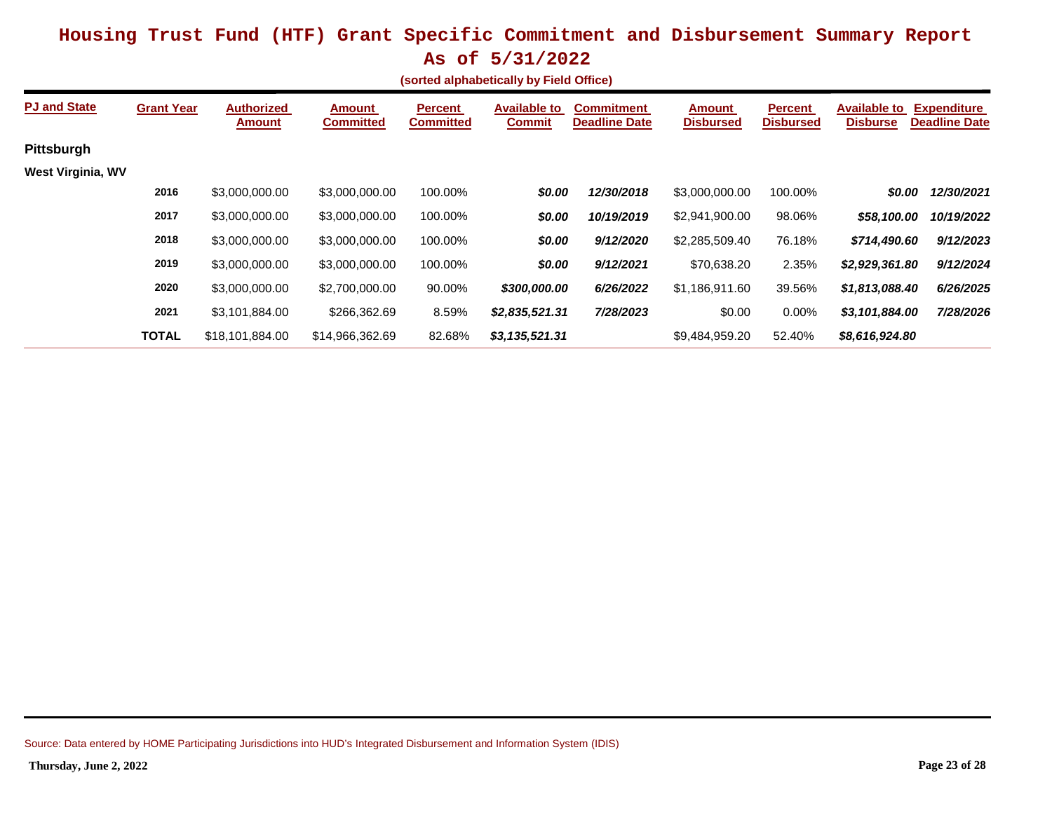# Housing Trust Fund (HTF) Grant Specific Commitment and Disbursement Summary Report

## As of 5/31/2022

**(sorted alphabetically by Field Office)**

| PJ and State | Grant Year | Authorized Amount | Amount Committed | Percent Committed | Available to Commit | Commitment Deadline Date | Amount Disbursed | Percent Disbursed | Available to Disburse | Expenditure Deadline Date |
|---|---|---|---|---|---|---|---|---|---|---|
| **Pittsburgh** | | | | | | | | | | |
| **West Virginia, WV** | | | | | | | | | | |
| | **2016** | $3,000,000.00 | $3,000,000.00 | 100.00% | ***$0.00*** | ***12/30/2018*** | $3,000,000.00 | 100.00% | ***$0.00*** | ***12/30/2021*** |
| | **2017** | $3,000,000.00 | $3,000,000.00 | 100.00% | ***$0.00*** | ***10/19/2019*** | $2,941,900.00 | 98.06% | ***$58,100.00*** | ***10/19/2022*** |
| | **2018** | $3,000,000.00 | $3,000,000.00 | 100.00% | ***$0.00*** | ***9/12/2020*** | $2,285,509.40 | 76.18% | ***$714,490.60*** | ***9/12/2023*** |
| | **2019** | $3,000,000.00 | $3,000,000.00 | 100.00% | ***$0.00*** | ***9/12/2021*** | $70,638.20 | 2.35% | ***$2,929,361.80*** | ***9/12/2024*** |
| | **2020** | $3,000,000.00 | $2,700,000.00 | 90.00% | ***$300,000.00*** | ***6/26/2022*** | $1,186,911.60 | 39.56% | ***$1,813,088.40*** | ***6/26/2025*** |
| | **2021** | $3,101,884.00 | $266,362.69 | 8.59% | ***$2,835,521.31*** | ***7/28/2023*** | $0.00 | 0.00% | ***$3,101,884.00*** | ***7/28/2026*** |
| | **TOTAL** | $18,101,884.00 | $14,966,362.69 | 82.68% | ***$3,135,521.31*** | | $9,484,959.20 | 52.40% | ***$8,616,924.80*** | |

Source: Data entered by HOME Participating Jurisdictions into HUD's Integrated Disbursement and Information System (IDIS)

**Thursday, June 2, 2022**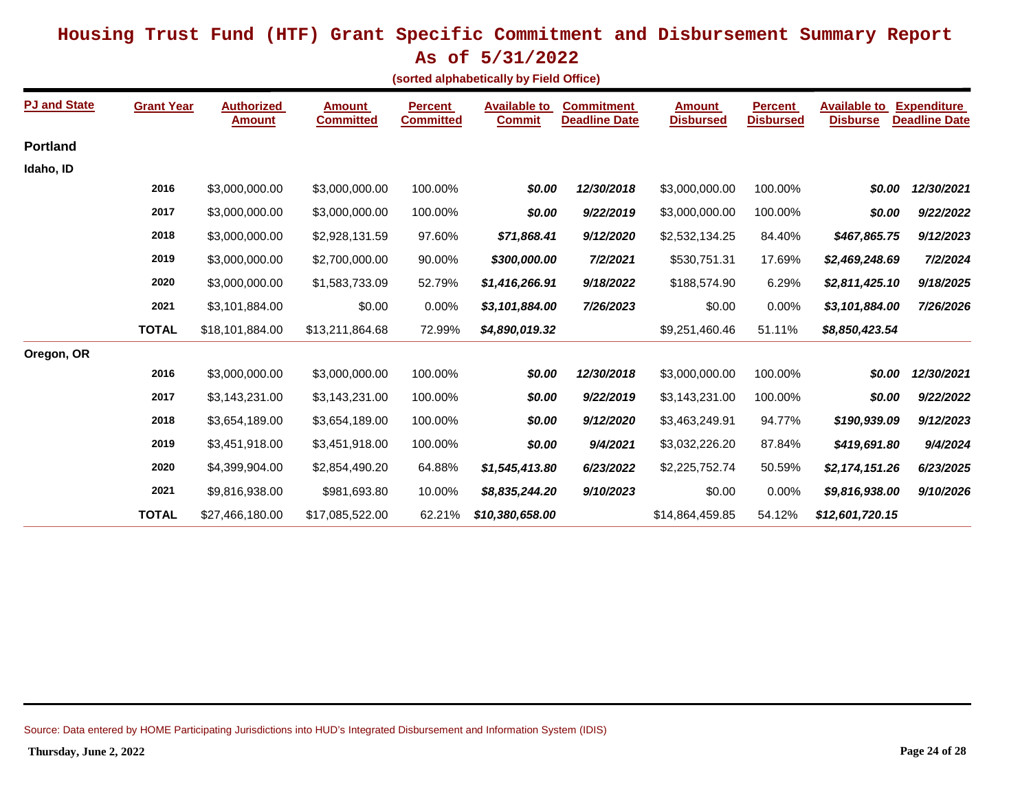# Housing Trust Fund (HTF) Grant Specific Commitment and Disbursement Summary Report

## As of 5/31/2022

**(sorted alphabetically by Field Office)**

| PJ and State | Grant Year | Authorized Amount | Amount Committed | Percent Committed | Available to Commit | Commitment Deadline Date | Amount Disbursed | Percent Disbursed | Available to Disburse | Expenditure Deadline Date |
|---|---|---|---|---|---|---|---|---|---|---|
| **Portland** | | | | | | | | | | |
| **Idaho, ID** | | | | | | | | | | |
| | **2016** | $3,000,000.00 | $3,000,000.00 | 100.00% | ***$0.00*** | ***12/30/2018*** | $3,000,000.00 | 100.00% | ***$0.00*** | ***12/30/2021*** |
| | **2017** | $3,000,000.00 | $3,000,000.00 | 100.00% | ***$0.00*** | ***9/22/2019*** | $3,000,000.00 | 100.00% | ***$0.00*** | ***9/22/2022*** |
| | **2018** | $3,000,000.00 | $2,928,131.59 | 97.60% | ***$71,868.41*** | ***9/12/2020*** | $2,532,134.25 | 84.40% | ***$467,865.75*** | ***9/12/2023*** |
| | **2019** | $3,000,000.00 | $2,700,000.00 | 90.00% | ***$300,000.00*** | ***7/2/2021*** | $530,751.31 | 17.69% | ***$2,469,248.69*** | ***7/2/2024*** |
| | **2020** | $3,000,000.00 | $1,583,733.09 | 52.79% | ***$1,416,266.91*** | ***9/18/2022*** | $188,574.90 | 6.29% | ***$2,811,425.10*** | ***9/18/2025*** |
| | **2021** | $3,101,884.00 | $0.00 | 0.00% | ***$3,101,884.00*** | ***7/26/2023*** | $0.00 | 0.00% | ***$3,101,884.00*** | ***7/26/2026*** |
| | **TOTAL** | $18,101,884.00 | $13,211,864.68 | 72.99% | ***$4,890,019.32*** | | $9,251,460.46 | 51.11% | ***$8,850,423.54*** | |
| **Oregon, OR** | | | | | | | | | | |
| | **2016** | $3,000,000.00 | $3,000,000.00 | 100.00% | ***$0.00*** | ***12/30/2018*** | $3,000,000.00 | 100.00% | ***$0.00*** | ***12/30/2021*** |
| | **2017** | $3,143,231.00 | $3,143,231.00 | 100.00% | ***$0.00*** | ***9/22/2019*** | $3,143,231.00 | 100.00% | ***$0.00*** | ***9/22/2022*** |
| | **2018** | $3,654,189.00 | $3,654,189.00 | 100.00% | ***$0.00*** | ***9/12/2020*** | $3,463,249.91 | 94.77% | ***$190,939.09*** | ***9/12/2023*** |
| | **2019** | $3,451,918.00 | $3,451,918.00 | 100.00% | ***$0.00*** | ***9/4/2021*** | $3,032,226.20 | 87.84% | ***$419,691.80*** | ***9/4/2024*** |
| | **2020** | $4,399,904.00 | $2,854,490.20 | 64.88% | ***$1,545,413.80*** | ***6/23/2022*** | $2,225,752.74 | 50.59% | ***$2,174,151.26*** | ***6/23/2025*** |
| | **2021** | $9,816,938.00 | $981,693.80 | 10.00% | ***$8,835,244.20*** | ***9/10/2023*** | $0.00 | 0.00% | ***$9,816,938.00*** | ***9/10/2026*** |
| | **TOTAL** | $27,466,180.00 | $17,085,522.00 | 62.21% | ***$10,380,658.00*** | | $14,864,459.85 | 54.12% | ***$12,601,720.15*** | |

Source: Data entered by HOME Participating Jurisdictions into HUD's Integrated Disbursement and Information System (IDIS)

**Thursday, June 2, 2022**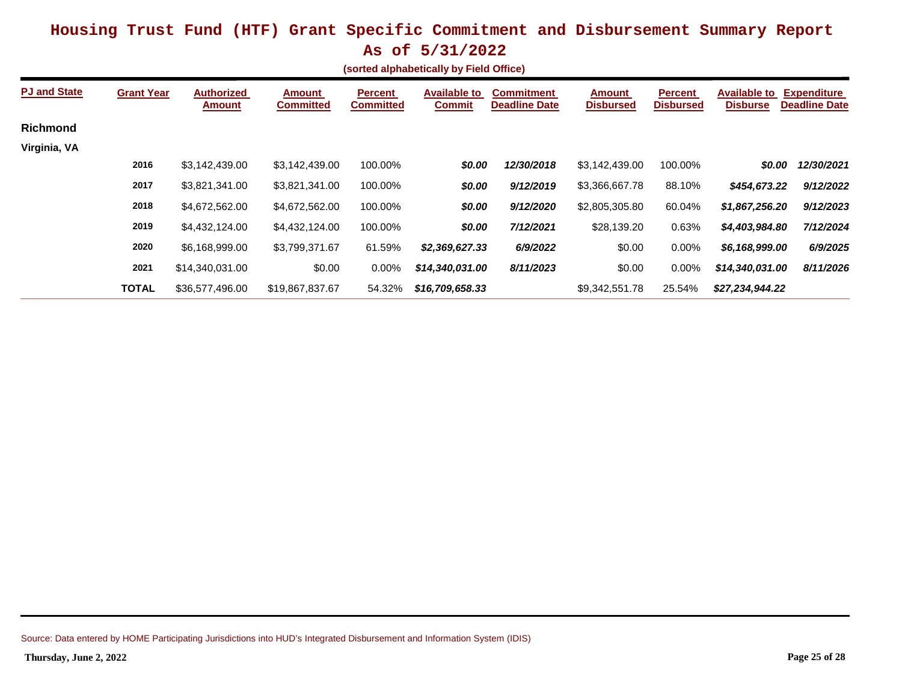# Housing Trust Fund (HTF) Grant Specific Commitment and Disbursement Summary Report

## As of 5/31/2022

**(sorted alphabetically by Field Office)**

| PJ and State | Grant Year | Authorized Amount | Amount Committed | Percent Committed | Available to Commit | Commitment Deadline Date | Amount Disbursed | Percent Disbursed | Available to Disburse | Expenditure Deadline Date |
|---|---|---|---|---|---|---|---|---|---|---|
| **Richmond** | | | | | | | | | | |
| **Virginia, VA** | | | | | | | | | | |
| | **2016** | $3,142,439.00 | $3,142,439.00 | 100.00% | ***$0.00*** | ***12/30/2018*** | $3,142,439.00 | 100.00% | ***$0.00*** | ***12/30/2021*** |
| | **2017** | $3,821,341.00 | $3,821,341.00 | 100.00% | ***$0.00*** | ***9/12/2019*** | $3,366,667.78 | 88.10% | ***$454,673.22*** | ***9/12/2022*** |
| | **2018** | $4,672,562.00 | $4,672,562.00 | 100.00% | ***$0.00*** | ***9/12/2020*** | $2,805,305.80 | 60.04% | ***$1,867,256.20*** | ***9/12/2023*** |
| | **2019** | $4,432,124.00 | $4,432,124.00 | 100.00% | ***$0.00*** | ***7/12/2021*** | $28,139.20 | 0.63% | ***$4,403,984.80*** | ***7/12/2024*** |
| | **2020** | $6,168,999.00 | $3,799,371.67 | 61.59% | ***$2,369,627.33*** | ***6/9/2022*** | $0.00 | 0.00% | ***$6,168,999.00*** | ***6/9/2025*** |
| | **2021** | $14,340,031.00 | $0.00 | 0.00% | ***$14,340,031.00*** | ***8/11/2023*** | $0.00 | 0.00% | ***$14,340,031.00*** | ***8/11/2026*** |
| | **TOTAL** | $36,577,496.00 | $19,867,837.67 | 54.32% | ***$16,709,658.33*** | | $9,342,551.78 | 25.54% | ***$27,234,944.22*** | |

Source: Data entered by HOME Participating Jurisdictions into HUD's Integrated Disbursement and Information System (IDIS)

**Thursday, June 2, 2022**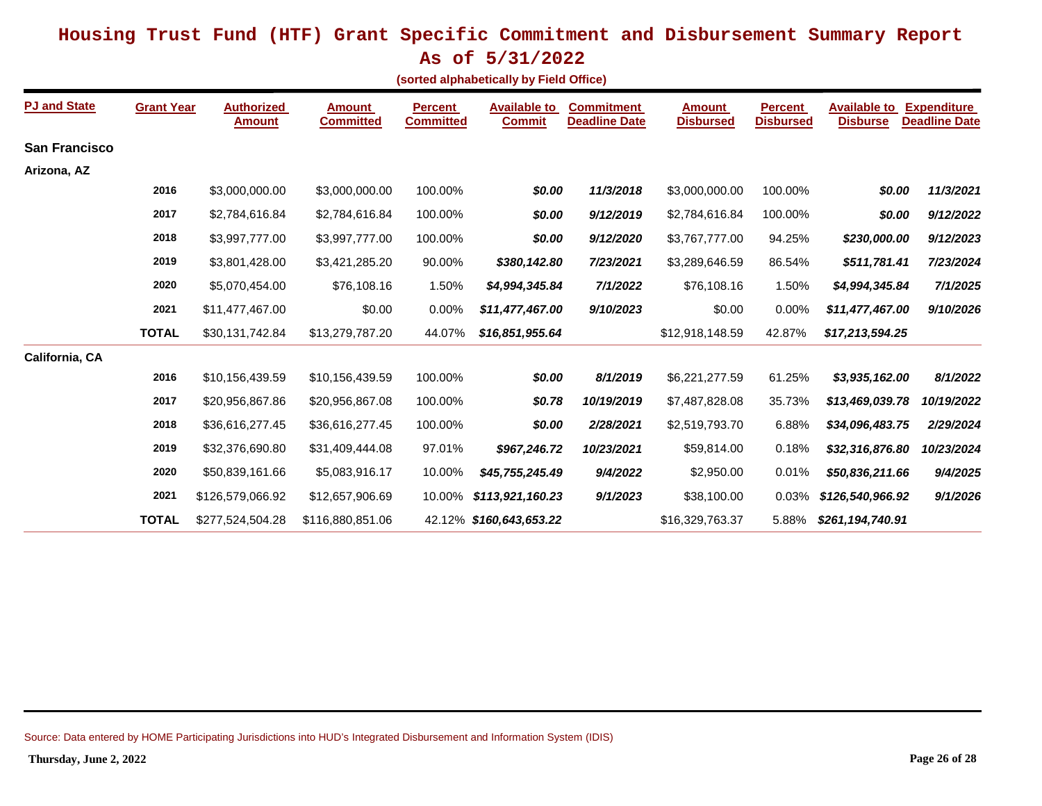# Housing Trust Fund (HTF) Grant Specific Commitment and Disbursement Summary Report

## As of 5/31/2022

**(sorted alphabetically by Field Office)**

| PJ and State | Grant Year | Authorized Amount | Amount Committed | Percent Committed | Available to Commit | Commitment Deadline Date | Amount Disbursed | Percent Disbursed | Available to Disburse | Expenditure Deadline Date |
|---|---|---|---|---|---|---|---|---|---|---|
| **San Francisco** | | | | | | | | | | |
| **Arizona, AZ** | | | | | | | | | | |
| | **2016** | $3,000,000.00 | $3,000,000.00 | 100.00% | ***$0.00*** | ***11/3/2018*** | $3,000,000.00 | 100.00% | ***$0.00*** | ***11/3/2021*** |
| | **2017** | $2,784,616.84 | $2,784,616.84 | 100.00% | ***$0.00*** | ***9/12/2019*** | $2,784,616.84 | 100.00% | ***$0.00*** | ***9/12/2022*** |
| | **2018** | $3,997,777.00 | $3,997,777.00 | 100.00% | ***$0.00*** | ***9/12/2020*** | $3,767,777.00 | 94.25% | ***$230,000.00*** | ***9/12/2023*** |
| | **2019** | $3,801,428.00 | $3,421,285.20 | 90.00% | ***$380,142.80*** | ***7/23/2021*** | $3,289,646.59 | 86.54% | ***$511,781.41*** | ***7/23/2024*** |
| | **2020** | $5,070,454.00 | $76,108.16 | 1.50% | ***$4,994,345.84*** | ***7/1/2022*** | $76,108.16 | 1.50% | ***$4,994,345.84*** | ***7/1/2025*** |
| | **2021** | $11,477,467.00 | $0.00 | 0.00% | ***$11,477,467.00*** | ***9/10/2023*** | $0.00 | 0.00% | ***$11,477,467.00*** | ***9/10/2026*** |
| | **TOTAL** | $30,131,742.84 | $13,279,787.20 | 44.07% | ***$16,851,955.64*** | | $12,918,148.59 | 42.87% | ***$17,213,594.25*** | |
| **California, CA** | | | | | | | | | | |
| | **2016** | $10,156,439.59 | $10,156,439.59 | 100.00% | ***$0.00*** | ***8/1/2019*** | $6,221,277.59 | 61.25% | ***$3,935,162.00*** | ***8/1/2022*** |
| | **2017** | $20,956,867.86 | $20,956,867.08 | 100.00% | ***$0.78*** | ***10/19/2019*** | $7,487,828.08 | 35.73% | ***$13,469,039.78*** | ***10/19/2022*** |
| | **2018** | $36,616,277.45 | $36,616,277.45 | 100.00% | ***$0.00*** | ***2/28/2021*** | $2,519,793.70 | 6.88% | ***$34,096,483.75*** | ***2/29/2024*** |
| | **2019** | $32,376,690.80 | $31,409,444.08 | 97.01% | ***$967,246.72*** | ***10/23/2021*** | $59,814.00 | 0.18% | ***$32,316,876.80*** | ***10/23/2024*** |
| | **2020** | $50,839,161.66 | $5,083,916.17 | 10.00% | ***$45,755,245.49*** | ***9/4/2022*** | $2,950.00 | 0.01% | ***$50,836,211.66*** | ***9/4/2025*** |
| | **2021** | $126,579,066.92 | $12,657,906.69 | 10.00% | ***$113,921,160.23*** | ***9/1/2023*** | $38,100.00 | 0.03% | ***$126,540,966.92*** | ***9/1/2026*** |
| | **TOTAL** | $277,524,504.28 | $116,880,851.06 | 42.12% | ***$160,643,653.22*** | | $16,329,763.37 | 5.88% | ***$261,194,740.91*** | |

Source: Data entered by HOME Participating Jurisdictions into HUD's Integrated Disbursement and Information System (IDIS)

**Thursday, June 2, 2022**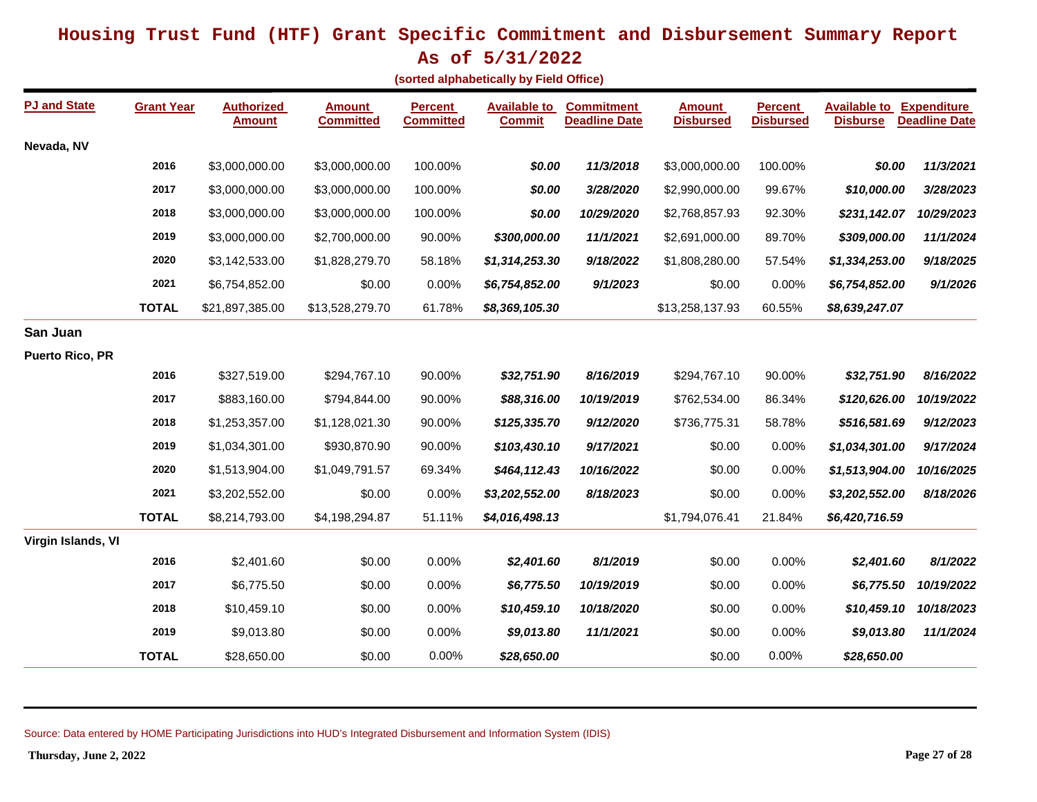# Housing Trust Fund (HTF) Grant Specific Commitment and Disbursement Summary Report

## As of 5/31/2022

**(sorted alphabetically by Field Office)**

| PJ and State | Grant Year | Authorized Amount | Amount Committed | Percent Committed | Available to Commit | Commitment Deadline Date | Amount Disbursed | Percent Disbursed | Available to Disburse | Expenditure Deadline Date |
|---|---|---|---|---|---|---|---|---|---|---|
| **Nevada, NV** | | | | | | | | | | |
| | **2016** | $3,000,000.00 | $3,000,000.00 | 100.00% | ***$0.00*** | ***11/3/2018*** | $3,000,000.00 | 100.00% | ***$0.00*** | ***11/3/2021*** |
| | **2017** | $3,000,000.00 | $3,000,000.00 | 100.00% | ***$0.00*** | ***3/28/2020*** | $2,990,000.00 | 99.67% | ***$10,000.00*** | ***3/28/2023*** |
| | **2018** | $3,000,000.00 | $3,000,000.00 | 100.00% | ***$0.00*** | ***10/29/2020*** | $2,768,857.93 | 92.30% | ***$231,142.07*** | ***10/29/2023*** |
| | **2019** | $3,000,000.00 | $2,700,000.00 | 90.00% | ***$300,000.00*** | ***11/1/2021*** | $2,691,000.00 | 89.70% | ***$309,000.00*** | ***11/1/2024*** |
| | **2020** | $3,142,533.00 | $1,828,279.70 | 58.18% | ***$1,314,253.30*** | ***9/18/2022*** | $1,808,280.00 | 57.54% | ***$1,334,253.00*** | ***9/18/2025*** |
| | **2021** | $6,754,852.00 | $0.00 | 0.00% | ***$6,754,852.00*** | ***9/1/2023*** | $0.00 | 0.00% | ***$6,754,852.00*** | ***9/1/2026*** |
| | **TOTAL** | $21,897,385.00 | $13,528,279.70 | 61.78% | ***$8,369,105.30*** | | $13,258,137.93 | 60.55% | ***$8,639,247.07*** | |
| **San Juan** | | | | | | | | | | |
| **Puerto Rico, PR** | | | | | | | | | | |
| | **2016** | $327,519.00 | $294,767.10 | 90.00% | ***$32,751.90*** | ***8/16/2019*** | $294,767.10 | 90.00% | ***$32,751.90*** | ***8/16/2022*** |
| | **2017** | $883,160.00 | $794,844.00 | 90.00% | ***$88,316.00*** | ***10/19/2019*** | $762,534.00 | 86.34% | ***$120,626.00*** | ***10/19/2022*** |
| | **2018** | $1,253,357.00 | $1,128,021.30 | 90.00% | ***$125,335.70*** | ***9/12/2020*** | $736,775.31 | 58.78% | ***$516,581.69*** | ***9/12/2023*** |
| | **2019** | $1,034,301.00 | $930,870.90 | 90.00% | ***$103,430.10*** | ***9/17/2021*** | $0.00 | 0.00% | ***$1,034,301.00*** | ***9/17/2024*** |
| | **2020** | $1,513,904.00 | $1,049,791.57 | 69.34% | ***$464,112.43*** | ***10/16/2022*** | $0.00 | 0.00% | ***$1,513,904.00*** | ***10/16/2025*** |
| | **2021** | $3,202,552.00 | $0.00 | 0.00% | ***$3,202,552.00*** | ***8/18/2023*** | $0.00 | 0.00% | ***$3,202,552.00*** | ***8/18/2026*** |
| | **TOTAL** | $8,214,793.00 | $4,198,294.87 | 51.11% | ***$4,016,498.13*** | | $1,794,076.41 | 21.84% | ***$6,420,716.59*** | |
| **Virgin Islands, VI** | | | | | | | | | | |
| | **2016** | $2,401.60 | $0.00 | 0.00% | ***$2,401.60*** | ***8/1/2019*** | $0.00 | 0.00% | ***$2,401.60*** | ***8/1/2022*** |
| | **2017** | $6,775.50 | $0.00 | 0.00% | ***$6,775.50*** | ***10/19/2019*** | $0.00 | 0.00% | ***$6,775.50*** | ***10/19/2022*** |
| | **2018** | $10,459.10 | $0.00 | 0.00% | ***$10,459.10*** | ***10/18/2020*** | $0.00 | 0.00% | ***$10,459.10*** | ***10/18/2023*** |
| | **2019** | $9,013.80 | $0.00 | 0.00% | ***$9,013.80*** | ***11/1/2021*** | $0.00 | 0.00% | ***$9,013.80*** | ***11/1/2024*** |
| | **TOTAL** | $28,650.00 | $0.00 | 0.00% | ***$28,650.00*** | | $0.00 | 0.00% | ***$28,650.00*** | |

Source: Data entered by HOME Participating Jurisdictions into HUD's Integrated Disbursement and Information System (IDIS)

**Thursday, June 2, 2022**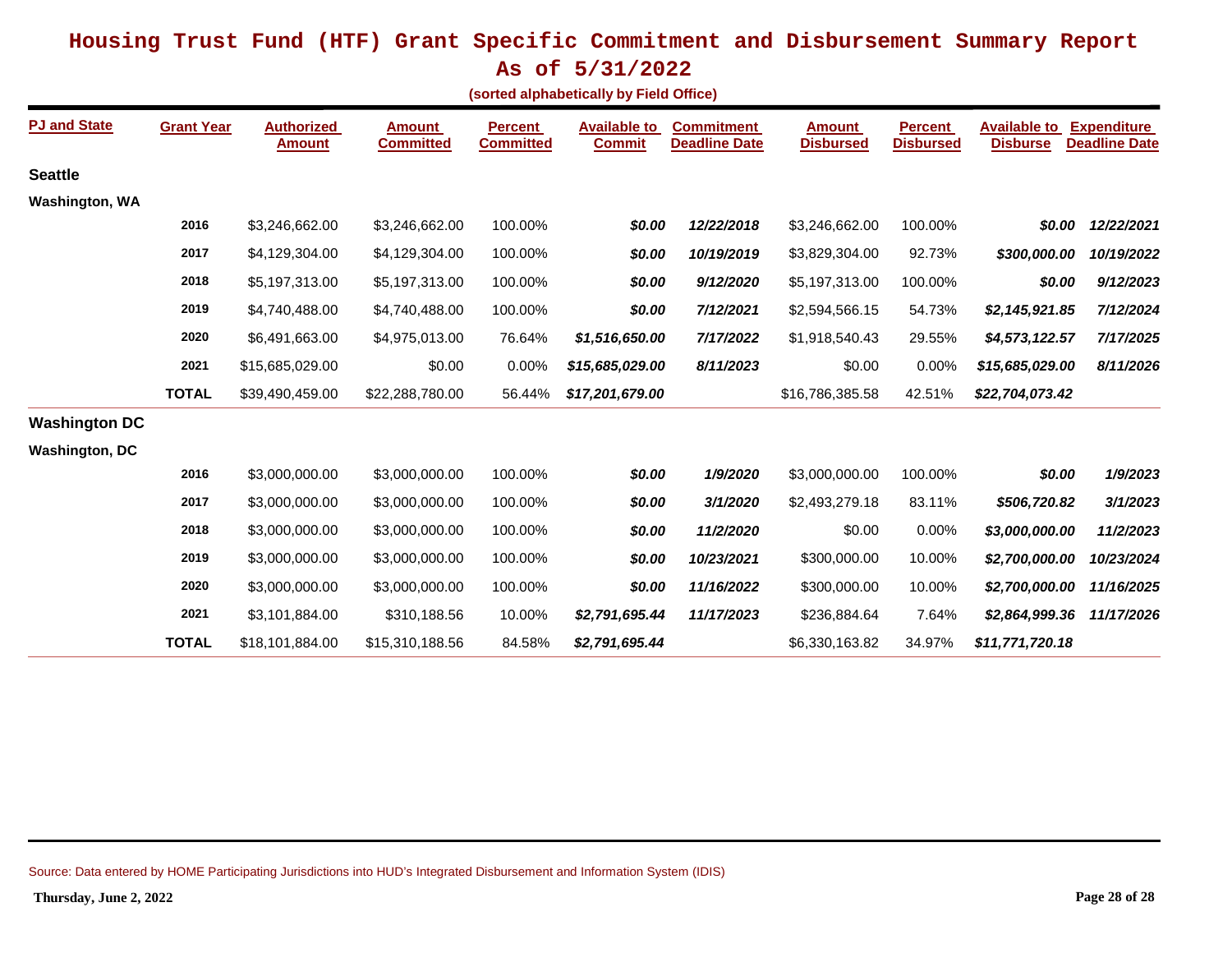# Housing Trust Fund (HTF) Grant Specific Commitment and Disbursement Summary Report

## As of 5/31/2022

**(sorted alphabetically by Field Office)**

| PJ and State | Grant Year | Authorized Amount | Amount Committed | Percent Committed | Available to Commit | Commitment Deadline Date | Amount Disbursed | Percent Disbursed | Available to Disburse | Expenditure Deadline Date |
|---|---|---|---|---|---|---|---|---|---|---|
| **Seattle** | | | | | | | | | | |
| **Washington, WA** | | | | | | | | | | |
| | **2016** | $3,246,662.00 | $3,246,662.00 | 100.00% | ***$0.00*** | ***12/22/2018*** | $3,246,662.00 | 100.00% | ***$0.00*** | ***12/22/2021*** |
| | **2017** | $4,129,304.00 | $4,129,304.00 | 100.00% | ***$0.00*** | ***10/19/2019*** | $3,829,304.00 | 92.73% | ***$300,000.00*** | ***10/19/2022*** |
| | **2018** | $5,197,313.00 | $5,197,313.00 | 100.00% | ***$0.00*** | ***9/12/2020*** | $5,197,313.00 | 100.00% | ***$0.00*** | ***9/12/2023*** |
| | **2019** | $4,740,488.00 | $4,740,488.00 | 100.00% | ***$0.00*** | ***7/12/2021*** | $2,594,566.15 | 54.73% | ***$2,145,921.85*** | ***7/12/2024*** |
| | **2020** | $6,491,663.00 | $4,975,013.00 | 76.64% | ***$1,516,650.00*** | ***7/17/2022*** | $1,918,540.43 | 29.55% | ***$4,573,122.57*** | ***7/17/2025*** |
| | **2021** | $15,685,029.00 | $0.00 | 0.00% | ***$15,685,029.00*** | ***8/11/2023*** | $0.00 | 0.00% | ***$15,685,029.00*** | ***8/11/2026*** |
| | **TOTAL** | $39,490,459.00 | $22,288,780.00 | 56.44% | ***$17,201,679.00*** | | $16,786,385.58 | 42.51% | ***$22,704,073.42*** | |
| **Washington DC** | | | | | | | | | | |
| **Washington, DC** | | | | | | | | | | |
| | **2016** | $3,000,000.00 | $3,000,000.00 | 100.00% | ***$0.00*** | ***1/9/2020*** | $3,000,000.00 | 100.00% | ***$0.00*** | ***1/9/2023*** |
| | **2017** | $3,000,000.00 | $3,000,000.00 | 100.00% | ***$0.00*** | ***3/1/2020*** | $2,493,279.18 | 83.11% | ***$506,720.82*** | ***3/1/2023*** |
| | **2018** | $3,000,000.00 | $3,000,000.00 | 100.00% | ***$0.00*** | ***11/2/2020*** | $0.00 | 0.00% | ***$3,000,000.00*** | ***11/2/2023*** |
| | **2019** | $3,000,000.00 | $3,000,000.00 | 100.00% | ***$0.00*** | ***10/23/2021*** | $300,000.00 | 10.00% | ***$2,700,000.00*** | ***10/23/2024*** |
| | **2020** | $3,000,000.00 | $3,000,000.00 | 100.00% | ***$0.00*** | ***11/16/2022*** | $300,000.00 | 10.00% | ***$2,700,000.00*** | ***11/16/2025*** |
| | **2021** | $3,101,884.00 | $310,188.56 | 10.00% | ***$2,791,695.44*** | ***11/17/2023*** | $236,884.64 | 7.64% | ***$2,864,999.36*** | ***11/17/2026*** |
| | **TOTAL** | $18,101,884.00 | $15,310,188.56 | 84.58% | ***$2,791,695.44*** | | $6,330,163.82 | 34.97% | ***$11,771,720.18*** | |

Source: Data entered by HOME Participating Jurisdictions into HUD's Integrated Disbursement and Information System (IDIS)

**Thursday, June 2, 2022**